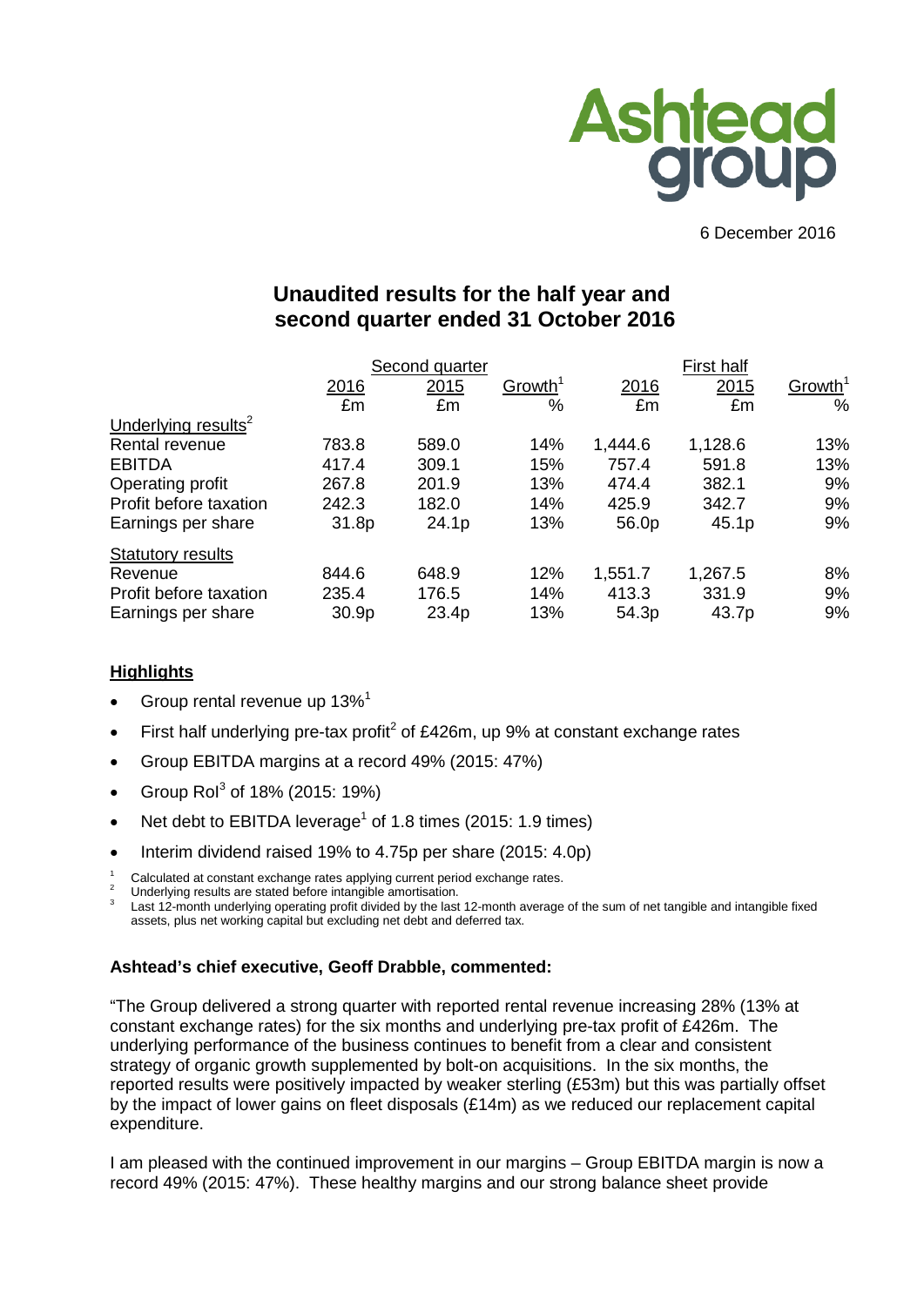6 December 2016

# Unaudited results for the half year and second quarter ended 31 October 2016

| | Second quarter | | | First half | | |
|---|---|---|---|---|---|---|
| | 2016 | 2015 | Growth[1] | 2016 | 2015 | Growth[1] |
| | £m | £m | % | £m | £m | % |
| Underlying results[2] | | | | | | |
| Rental revenue | 783.8 | 589.0 | 14% | 1,444.6 | 1,128.6 | 13% |
| EBITDA | 417.4 | 309.1 | 15% | 757.4 | 591.8 | 13% |
| Operating profit | 267.8 | 201.9 | 13% | 474.4 | 382.1 | 9% |
| Profit before taxation | 242.3 | 182.0 | 14% | 425.9 | 342.7 | 9% |
| Earnings per share | 31.8p | 24.1p | 13% | 56.0p | 45.1p | 9% |
| Statutory results | | | | | | |
| Revenue | 844.6 | 648.9 | 12% | 1,551.7 | 1,267.5 | 8% |
| Profit before taxation | 235.4 | 176.5 | 14% | 413.3 | 331.9 | 9% |
| Earnings per share | 30.9p | 23.4p | 13% | 54.3p | 43.7p | 9% |

## Highlights

- Group rental revenue up 13%[1]
- First half underlying pre-tax profit[2] of £426m, up 9% at constant exchange rates
- Group EBITDA margins at a record 49% (2015: 47%)
- Group RoI[3] of 18% (2015: 19%)
- Net debt to EBITDA leverage[1] of 1.8 times (2015: 1.9 times)
- Interim dividend raised 19% to 4.75p per share (2015: 4.0p)

[1] Calculated at constant exchange rates applying current period exchange rates.
[2] Underlying results are stated before intangible amortisation.
[3] Last 12-month underlying operating profit divided by the last 12-month average of the sum of net tangible and intangible fixed assets, plus net working capital but excluding net debt and deferred tax.

**Ashtead's chief executive, Geoff Drabble, commented:**

"The Group delivered a strong quarter with reported rental revenue increasing 28% (13% at constant exchange rates) for the six months and underlying pre-tax profit of £426m. The underlying performance of the business continues to benefit from a clear and consistent strategy of organic growth supplemented by bolt-on acquisitions. In the six months, the reported results were positively impacted by weaker sterling (£53m) but this was partially offset by the impact of lower gains on fleet disposals (£14m) as we reduced our replacement capital expenditure.

I am pleased with the continued improvement in our margins – Group EBITDA margin is now a record 49% (2015: 47%). These healthy margins and our strong balance sheet provide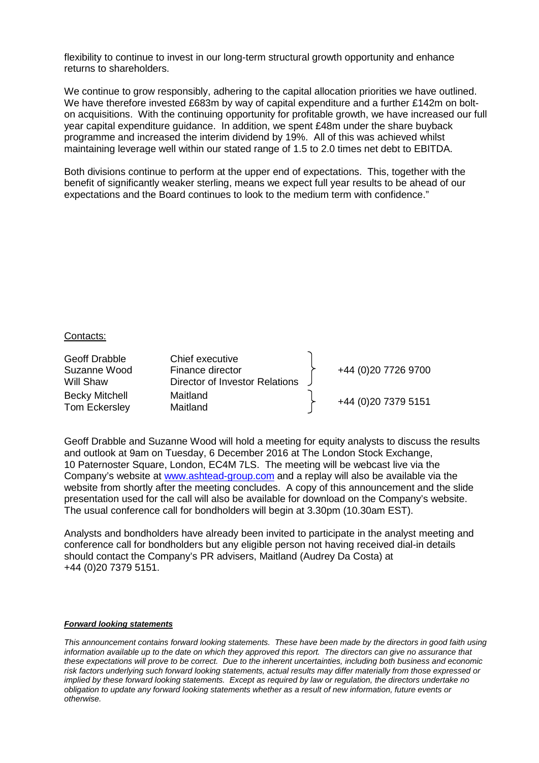flexibility to continue to invest in our long-term structural growth opportunity and enhance returns to shareholders.

We continue to grow responsibly, adhering to the capital allocation priorities we have outlined. We have therefore invested £683m by way of capital expenditure and a further £142m on bolt-on acquisitions. With the continuing opportunity for profitable growth, we have increased our full year capital expenditure guidance. In addition, we spent £48m under the share buyback programme and increased the interim dividend by 19%. All of this was achieved whilst maintaining leverage well within our stated range of 1.5 to 2.0 times net debt to EBITDA.

Both divisions continue to perform at the upper end of expectations. This, together with the benefit of significantly weaker sterling, means we expect full year results to be ahead of our expectations and the Board continues to look to the medium term with confidence."

Contacts:

| | | |
|---|---|---|
| Geoff Drabble | Chief executive | |
| Suzanne Wood | Finance director | +44 (0)20 7726 9700 |
| Will Shaw | Director of Investor Relations | |
| Becky Mitchell | Maitland | +44 (0)20 7379 5151 |
| Tom Eckersley | Maitland | |

Geoff Drabble and Suzanne Wood will hold a meeting for equity analysts to discuss the results and outlook at 9am on Tuesday, 6 December 2016 at The London Stock Exchange, 10 Paternoster Square, London, EC4M 7LS. The meeting will be webcast live via the Company's website at [www.ashtead-group.com](www.ashtead-group.com) and a replay will also be available via the website from shortly after the meeting concludes. A copy of this announcement and the slide presentation used for the call will also be available for download on the Company's website. The usual conference call for bondholders will begin at 3.30pm (10.30am EST).

Analysts and bondholders have already been invited to participate in the analyst meeting and conference call for bondholders but any eligible person not having received dial-in details should contact the Company's PR advisers, Maitland (Audrey Da Costa) at +44 (0)20 7379 5151.

***Forward looking statements***

*This announcement contains forward looking statements. These have been made by the directors in good faith using information available up to the date on which they approved this report. The directors can give no assurance that these expectations will prove to be correct. Due to the inherent uncertainties, including both business and economic risk factors underlying such forward looking statements, actual results may differ materially from those expressed or implied by these forward looking statements. Except as required by law or regulation, the directors undertake no obligation to update any forward looking statements whether as a result of new information, future events or otherwise.*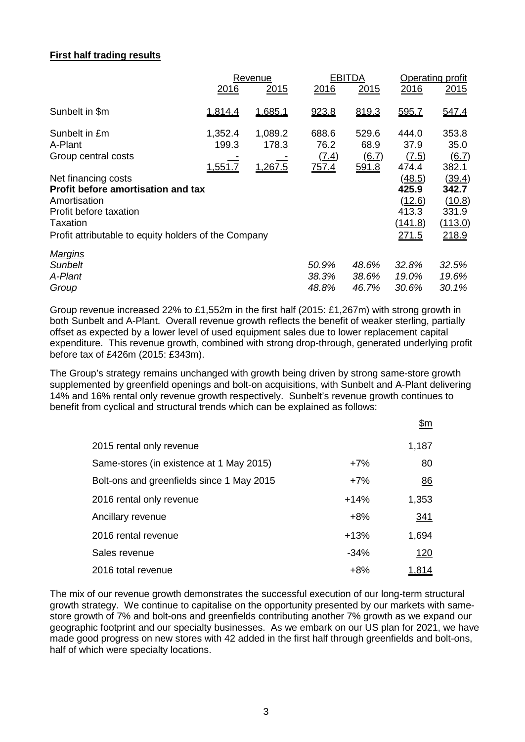**First half trading results**

| | Revenue | | EBITDA | | Operating profit | |
|---|---|---|---|---|---|---|
| | 2016 | 2015 | 2016 | 2015 | 2016 | 2015 |
| Sunbelt in $m | 1,814.4 | 1,685.1 | 923.8 | 819.3 | 595.7 | 547.4 |
| Sunbelt in £m | 1,352.4 | 1,089.2 | 688.6 | 529.6 | 444.0 | 353.8 |
| A-Plant | 199.3 | 178.3 | 76.2 | 68.9 | 37.9 | 35.0 |
| Group central costs | - | - | (7.4) | (6.7) | (7.5) | (6.7) |
| | 1,551.7 | 1,267.5 | 757.4 | 591.8 | 474.4 | 382.1 |
| Net financing costs | | | | | (48.5) | (39.4) |
| **Profit before amortisation and tax** | | | | | **425.9** | **342.7** |
| Amortisation | | | | | (12.6) | (10.8) |
| Profit before taxation | | | | | 413.3 | 331.9 |
| Taxation | | | | | (141.8) | (113.0) |
| Profit attributable to equity holders of the Company | | | | | 271.5 | 218.9 |
| *Margins* | | | | | | |
| *Sunbelt* | | | *50.9%* | *48.6%* | *32.8%* | *32.5%* |
| *A-Plant* | | | *38.3%* | *38.6%* | *19.0%* | *19.6%* |
| *Group* | | | *48.8%* | *46.7%* | *30.6%* | *30.1%* |

Group revenue increased 22% to £1,552m in the first half (2015: £1,267m) with strong growth in both Sunbelt and A-Plant. Overall revenue growth reflects the benefit of weaker sterling, partially offset as expected by a lower level of used equipment sales due to lower replacement capital expenditure. This revenue growth, combined with strong drop-through, generated underlying profit before tax of £426m (2015: £343m).

The Group's strategy remains unchanged with growth being driven by strong same-store growth supplemented by greenfield openings and bolt-on acquisitions, with Sunbelt and A-Plant delivering 14% and 16% rental only revenue growth respectively. Sunbelt's revenue growth continues to benefit from cyclical and structural trends which can be explained as follows:

| | | $m |
|---|---|---|
| 2015 rental only revenue | | 1,187 |
| Same-stores (in existence at 1 May 2015) | +7% | 80 |
| Bolt-ons and greenfields since 1 May 2015 | +7% | 86 |
| 2016 rental only revenue | +14% | 1,353 |
| Ancillary revenue | +8% | 341 |
| 2016 rental revenue | +13% | 1,694 |
| Sales revenue | -34% | 120 |
| 2016 total revenue | +8% | 1,814 |

The mix of our revenue growth demonstrates the successful execution of our long-term structural growth strategy. We continue to capitalise on the opportunity presented by our markets with same-store growth of 7% and bolt-ons and greenfields contributing another 7% growth as we expand our geographic footprint and our specialty businesses. As we embark on our US plan for 2021, we have made good progress on new stores with 42 added in the first half through greenfields and bolt-ons, half of which were specialty locations.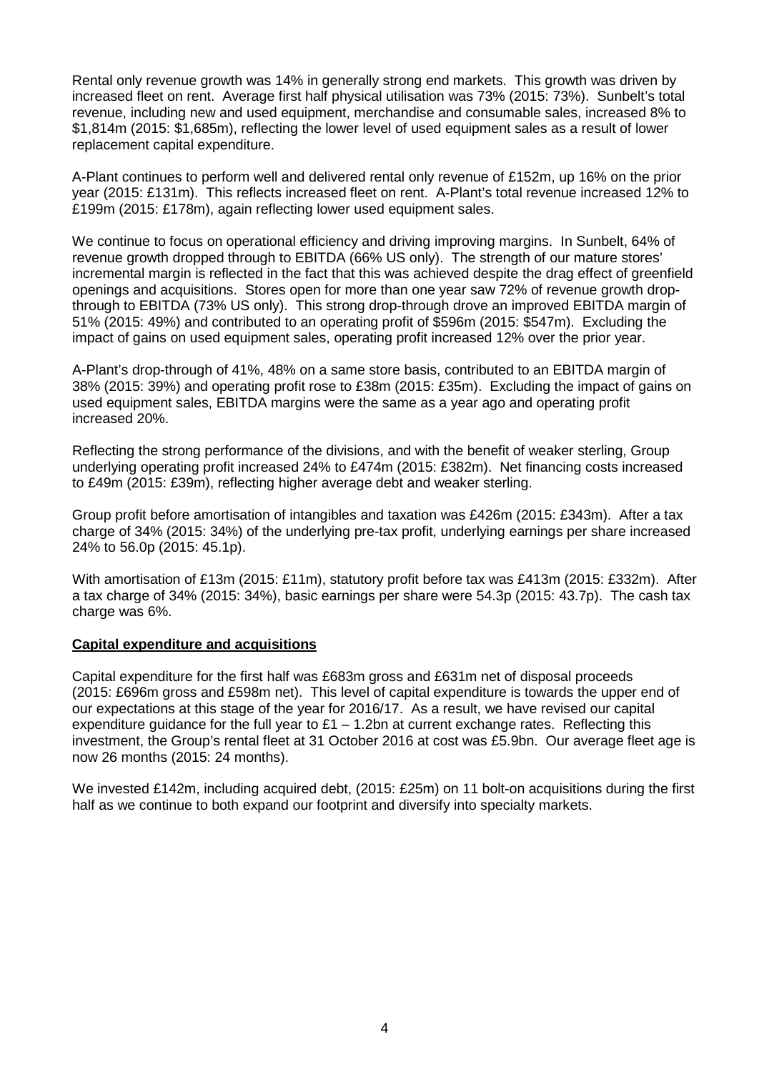Rental only revenue growth was 14% in generally strong end markets. This growth was driven by increased fleet on rent. Average first half physical utilisation was 73% (2015: 73%). Sunbelt's total revenue, including new and used equipment, merchandise and consumable sales, increased 8% to $1,814m (2015: $1,685m), reflecting the lower level of used equipment sales as a result of lower replacement capital expenditure.

A-Plant continues to perform well and delivered rental only revenue of £152m, up 16% on the prior year (2015: £131m). This reflects increased fleet on rent. A-Plant's total revenue increased 12% to £199m (2015: £178m), again reflecting lower used equipment sales.

We continue to focus on operational efficiency and driving improving margins. In Sunbelt, 64% of revenue growth dropped through to EBITDA (66% US only). The strength of our mature stores' incremental margin is reflected in the fact that this was achieved despite the drag effect of greenfield openings and acquisitions. Stores open for more than one year saw 72% of revenue growth drop-through to EBITDA (73% US only). This strong drop-through drove an improved EBITDA margin of 51% (2015: 49%) and contributed to an operating profit of $596m (2015: $547m). Excluding the impact of gains on used equipment sales, operating profit increased 12% over the prior year.

A-Plant's drop-through of 41%, 48% on a same store basis, contributed to an EBITDA margin of 38% (2015: 39%) and operating profit rose to £38m (2015: £35m). Excluding the impact of gains on used equipment sales, EBITDA margins were the same as a year ago and operating profit increased 20%.

Reflecting the strong performance of the divisions, and with the benefit of weaker sterling, Group underlying operating profit increased 24% to £474m (2015: £382m). Net financing costs increased to £49m (2015: £39m), reflecting higher average debt and weaker sterling.

Group profit before amortisation of intangibles and taxation was £426m (2015: £343m). After a tax charge of 34% (2015: 34%) of the underlying pre-tax profit, underlying earnings per share increased 24% to 56.0p (2015: 45.1p).

With amortisation of £13m (2015: £11m), statutory profit before tax was £413m (2015: £332m). After a tax charge of 34% (2015: 34%), basic earnings per share were 54.3p (2015: 43.7p). The cash tax charge was 6%.

**Capital expenditure and acquisitions**

Capital expenditure for the first half was £683m gross and £631m net of disposal proceeds (2015: £696m gross and £598m net). This level of capital expenditure is towards the upper end of our expectations at this stage of the year for 2016/17. As a result, we have revised our capital expenditure guidance for the full year to £1 – 1.2bn at current exchange rates. Reflecting this investment, the Group's rental fleet at 31 October 2016 at cost was £5.9bn. Our average fleet age is now 26 months (2015: 24 months).

We invested £142m, including acquired debt, (2015: £25m) on 11 bolt-on acquisitions during the first half as we continue to both expand our footprint and diversify into specialty markets.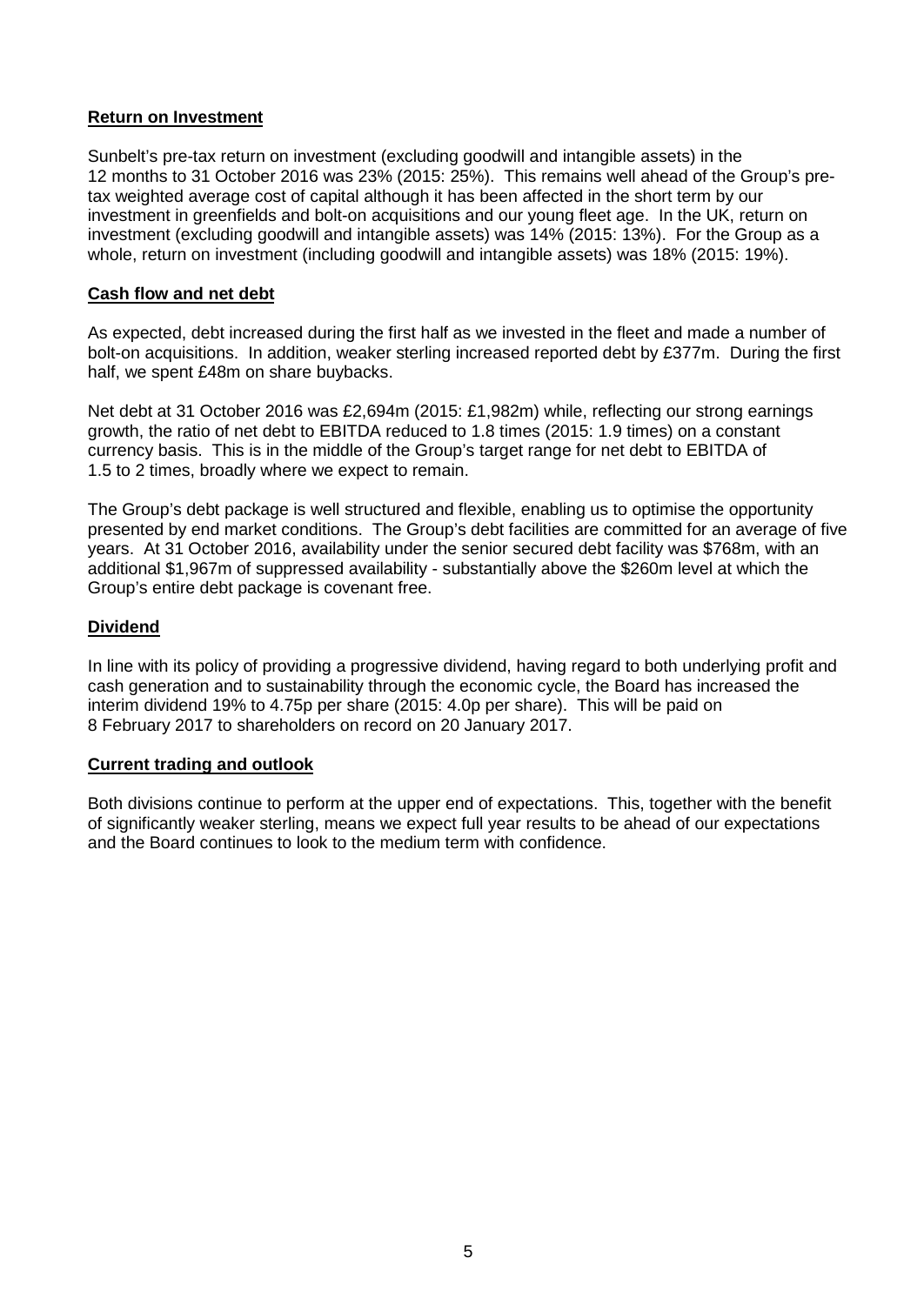**Return on Investment**

Sunbelt's pre-tax return on investment (excluding goodwill and intangible assets) in the 12 months to 31 October 2016 was 23% (2015: 25%). This remains well ahead of the Group's pre-tax weighted average cost of capital although it has been affected in the short term by our investment in greenfields and bolt-on acquisitions and our young fleet age. In the UK, return on investment (excluding goodwill and intangible assets) was 14% (2015: 13%). For the Group as a whole, return on investment (including goodwill and intangible assets) was 18% (2015: 19%).

**Cash flow and net debt**

As expected, debt increased during the first half as we invested in the fleet and made a number of bolt-on acquisitions. In addition, weaker sterling increased reported debt by £377m. During the first half, we spent £48m on share buybacks.

Net debt at 31 October 2016 was £2,694m (2015: £1,982m) while, reflecting our strong earnings growth, the ratio of net debt to EBITDA reduced to 1.8 times (2015: 1.9 times) on a constant currency basis. This is in the middle of the Group's target range for net debt to EBITDA of 1.5 to 2 times, broadly where we expect to remain.

The Group's debt package is well structured and flexible, enabling us to optimise the opportunity presented by end market conditions. The Group's debt facilities are committed for an average of five years. At 31 October 2016, availability under the senior secured debt facility was $768m, with an additional $1,967m of suppressed availability - substantially above the $260m level at which the Group's entire debt package is covenant free.

**Dividend**

In line with its policy of providing a progressive dividend, having regard to both underlying profit and cash generation and to sustainability through the economic cycle, the Board has increased the interim dividend 19% to 4.75p per share (2015: 4.0p per share). This will be paid on 8 February 2017 to shareholders on record on 20 January 2017.

**Current trading and outlook**

Both divisions continue to perform at the upper end of expectations. This, together with the benefit of significantly weaker sterling, means we expect full year results to be ahead of our expectations and the Board continues to look to the medium term with confidence.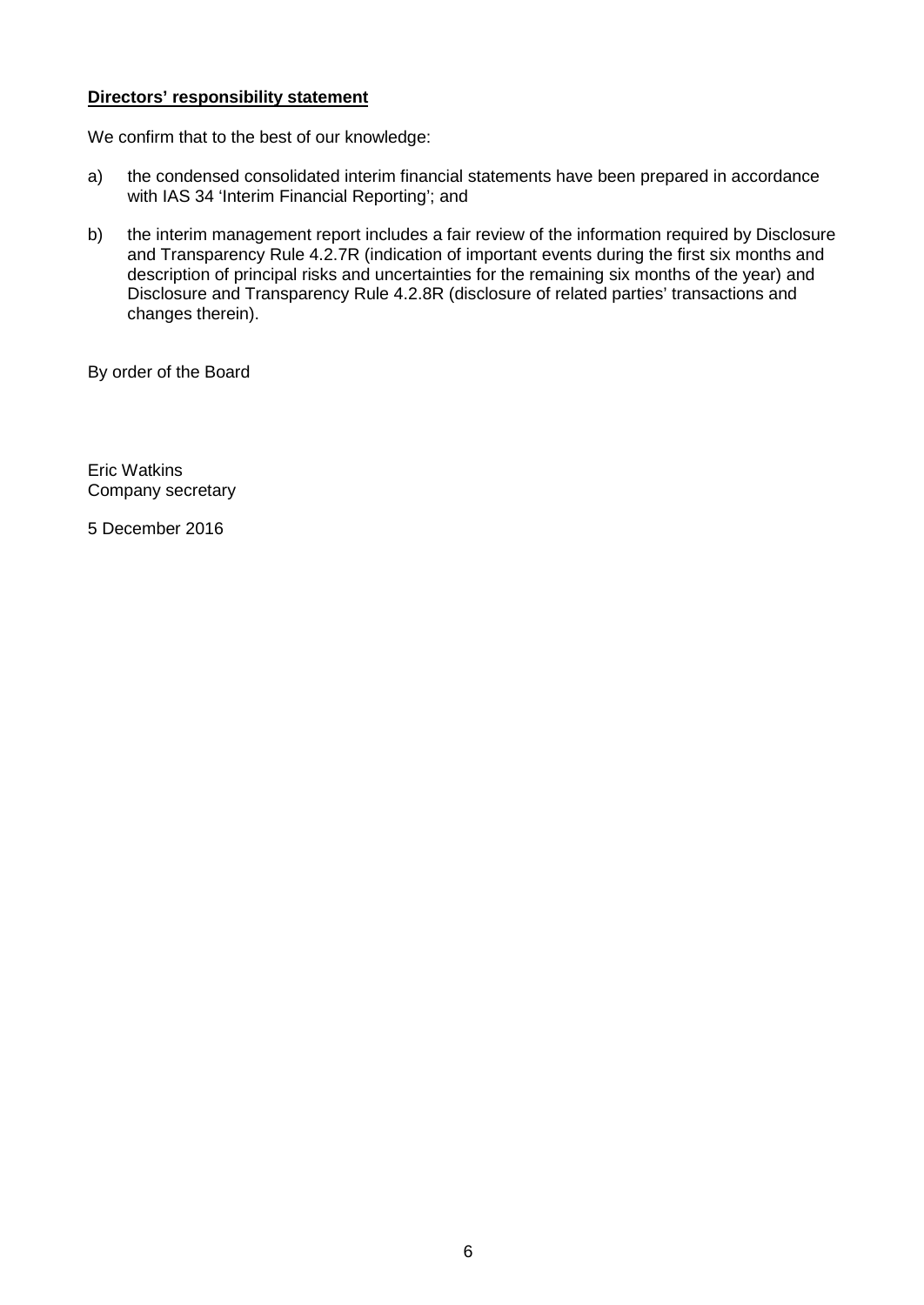**Directors' responsibility statement**

We confirm that to the best of our knowledge:

a) the condensed consolidated interim financial statements have been prepared in accordance with IAS 34 'Interim Financial Reporting'; and

b) the interim management report includes a fair review of the information required by Disclosure and Transparency Rule 4.2.7R (indication of important events during the first six months and description of principal risks and uncertainties for the remaining six months of the year) and Disclosure and Transparency Rule 4.2.8R (disclosure of related parties' transactions and changes therein).

By order of the Board

Eric Watkins
Company secretary

5 December 2016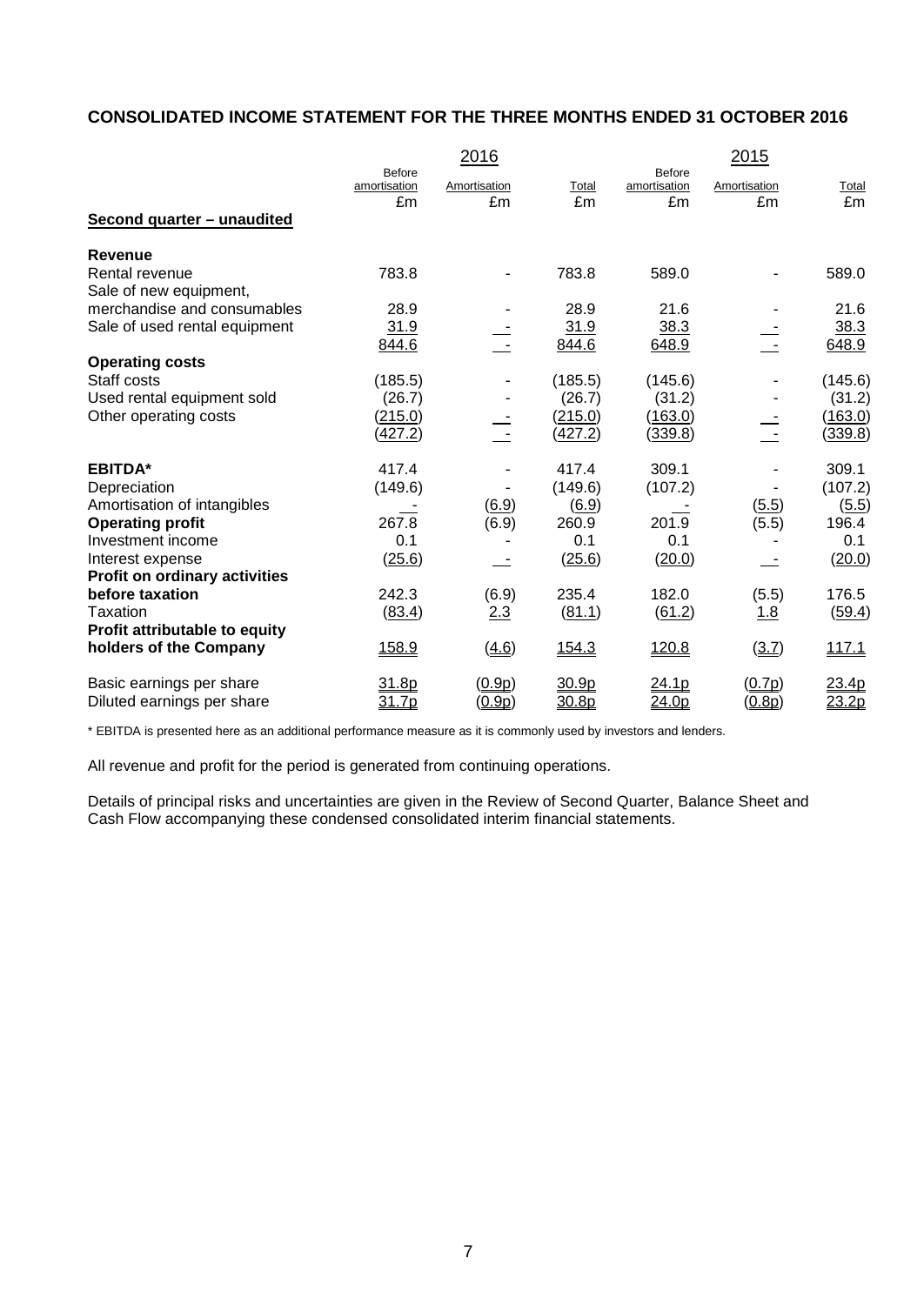## CONSOLIDATED INCOME STATEMENT FOR THE THREE MONTHS ENDED 31 OCTOBER 2016

| | 2016 | | | 2015 | | |
|---|---|---|---|---|---|---|
| | Before amortisation £m | Amortisation £m | Total £m | Before amortisation £m | Amortisation £m | Total £m |
| **Second quarter – unaudited** | | | | | | |
| **Revenue** | | | | | | |
| Rental revenue | 783.8 | - | 783.8 | 589.0 | - | 589.0 |
| Sale of new equipment, merchandise and consumables | 28.9 | - | 28.9 | 21.6 | - | 21.6 |
| Sale of used rental equipment | 31.9 | - | 31.9 | 38.3 | - | 38.3 |
| | 844.6 | - | 844.6 | 648.9 | - | 648.9 |
| **Operating costs** | | | | | | |
| Staff costs | (185.5) | - | (185.5) | (145.6) | - | (145.6) |
| Used rental equipment sold | (26.7) | - | (26.7) | (31.2) | - | (31.2) |
| Other operating costs | (215.0) | - | (215.0) | (163.0) | - | (163.0) |
| | (427.2) | - | (427.2) | (339.8) | - | (339.8) |
| **EBITDA*** | 417.4 | - | 417.4 | 309.1 | - | 309.1 |
| Depreciation | (149.6) | - | (149.6) | (107.2) | - | (107.2) |
| Amortisation of intangibles | - | (6.9) | (6.9) | - | (5.5) | (5.5) |
| **Operating profit** | 267.8 | (6.9) | 260.9 | 201.9 | (5.5) | 196.4 |
| Investment income | 0.1 | - | 0.1 | 0.1 | - | 0.1 |
| Interest expense | (25.6) | - | (25.6) | (20.0) | - | (20.0) |
| **Profit on ordinary activities before taxation** | 242.3 | (6.9) | 235.4 | 182.0 | (5.5) | 176.5 |
| Taxation | (83.4) | 2.3 | (81.1) | (61.2) | 1.8 | (59.4) |
| **Profit attributable to equity holders of the Company** | 158.9 | (4.6) | 154.3 | 120.8 | (3.7) | 117.1 |
| Basic earnings per share | 31.8p | (0.9p) | 30.9p | 24.1p | (0.7p) | 23.4p |
| Diluted earnings per share | 31.7p | (0.9p) | 30.8p | 24.0p | (0.8p) | 23.2p |

* EBITDA is presented here as an additional performance measure as it is commonly used by investors and lenders.

All revenue and profit for the period is generated from continuing operations.

Details of principal risks and uncertainties are given in the Review of Second Quarter, Balance Sheet and Cash Flow accompanying these condensed consolidated interim financial statements.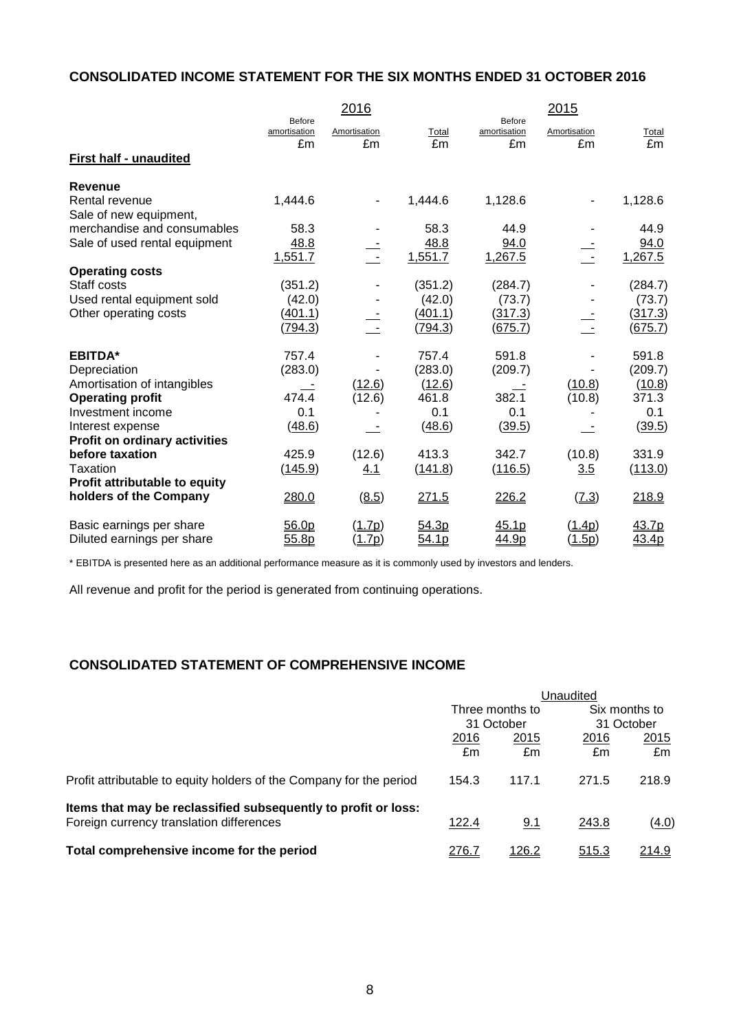## CONSOLIDATED INCOME STATEMENT FOR THE SIX MONTHS ENDED 31 OCTOBER 2016

| | 2016 | | | 2015 | | |
|---|---|---|---|---|---|---|
| | Before amortisation £m | Amortisation £m | Total £m | Before amortisation £m | Amortisation £m | Total £m |
| **First half - unaudited** | | | | | | |
| **Revenue** | | | | | | |
| Rental revenue | 1,444.6 | - | 1,444.6 | 1,128.6 | - | 1,128.6 |
| Sale of new equipment, merchandise and consumables | 58.3 | - | 58.3 | 44.9 | - | 44.9 |
| Sale of used rental equipment | 48.8 | - | 48.8 | 94.0 | - | 94.0 |
| | 1,551.7 | - | 1,551.7 | 1,267.5 | - | 1,267.5 |
| **Operating costs** | | | | | | |
| Staff costs | (351.2) | - | (351.2) | (284.7) | - | (284.7) |
| Used rental equipment sold | (42.0) | - | (42.0) | (73.7) | - | (73.7) |
| Other operating costs | (401.1) | - | (401.1) | (317.3) | - | (317.3) |
| | (794.3) | - | (794.3) | (675.7) | - | (675.7) |
| **EBITDA*** | 757.4 | - | 757.4 | 591.8 | - | 591.8 |
| Depreciation | (283.0) | - | (283.0) | (209.7) | - | (209.7) |
| Amortisation of intangibles | - | (12.6) | (12.6) | - | (10.8) | (10.8) |
| **Operating profit** | 474.4 | (12.6) | 461.8 | 382.1 | (10.8) | 371.3 |
| Investment income | 0.1 | - | 0.1 | 0.1 | - | 0.1 |
| Interest expense | (48.6) | - | (48.6) | (39.5) | - | (39.5) |
| **Profit on ordinary activities before taxation** | 425.9 | (12.6) | 413.3 | 342.7 | (10.8) | 331.9 |
| Taxation | (145.9) | 4.1 | (141.8) | (116.5) | 3.5 | (113.0) |
| **Profit attributable to equity holders of the Company** | 280.0 | (8.5) | 271.5 | 226.2 | (7.3) | 218.9 |
| Basic earnings per share | 56.0p | (1.7p) | 54.3p | 45.1p | (1.4p) | 43.7p |
| Diluted earnings per share | 55.8p | (1.7p) | 54.1p | 44.9p | (1.5p) | 43.4p |

* EBITDA is presented here as an additional performance measure as it is commonly used by investors and lenders.

All revenue and profit for the period is generated from continuing operations.

## CONSOLIDATED STATEMENT OF COMPREHENSIVE INCOME

| | Unaudited | | | |
|---|---|---|---|---|
| | Three months to 31 October | | Six months to 31 October | |
| | 2016 £m | 2015 £m | 2016 £m | 2015 £m |
| Profit attributable to equity holders of the Company for the period | 154.3 | 117.1 | 271.5 | 218.9 |
| **Items that may be reclassified subsequently to profit or loss:** | | | | |
| Foreign currency translation differences | 122.4 | 9.1 | 243.8 | (4.0) |
| **Total comprehensive income for the period** | 276.7 | 126.2 | 515.3 | 214.9 |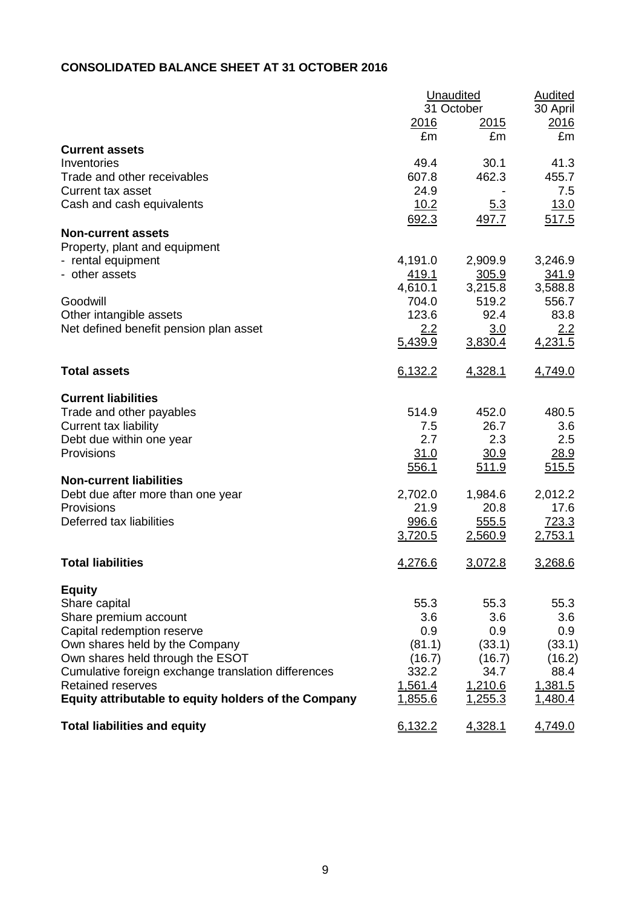**CONSOLIDATED BALANCE SHEET AT 31 OCTOBER 2016**

| | Unaudited | | Audited |
|---|---|---|---|
| | 31 October | | 30 April |
| | 2016 | 2015 | 2016 |
| | £m | £m | £m |
| **Current assets** | | | |
| Inventories | 49.4 | 30.1 | 41.3 |
| Trade and other receivables | 607.8 | 462.3 | 455.7 |
| Current tax asset | 24.9 | - | 7.5 |
| Cash and cash equivalents | 10.2 | 5.3 | 13.0 |
| | 692.3 | 497.7 | 517.5 |
| **Non-current assets** | | | |
| Property, plant and equipment | | | |
| - rental equipment | 4,191.0 | 2,909.9 | 3,246.9 |
| - other assets | 419.1 | 305.9 | 341.9 |
| | 4,610.1 | 3,215.8 | 3,588.8 |
| Goodwill | 704.0 | 519.2 | 556.7 |
| Other intangible assets | 123.6 | 92.4 | 83.8 |
| Net defined benefit pension plan asset | 2.2 | 3.0 | 2.2 |
| | 5,439.9 | 3,830.4 | 4,231.5 |
| **Total assets** | 6,132.2 | 4,328.1 | 4,749.0 |
| **Current liabilities** | | | |
| Trade and other payables | 514.9 | 452.0 | 480.5 |
| Current tax liability | 7.5 | 26.7 | 3.6 |
| Debt due within one year | 2.7 | 2.3 | 2.5 |
| Provisions | 31.0 | 30.9 | 28.9 |
| | 556.1 | 511.9 | 515.5 |
| **Non-current liabilities** | | | |
| Debt due after more than one year | 2,702.0 | 1,984.6 | 2,012.2 |
| Provisions | 21.9 | 20.8 | 17.6 |
| Deferred tax liabilities | 996.6 | 555.5 | 723.3 |
| | 3,720.5 | 2,560.9 | 2,753.1 |
| **Total liabilities** | 4,276.6 | 3,072.8 | 3,268.6 |
| **Equity** | | | |
| Share capital | 55.3 | 55.3 | 55.3 |
| Share premium account | 3.6 | 3.6 | 3.6 |
| Capital redemption reserve | 0.9 | 0.9 | 0.9 |
| Own shares held by the Company | (81.1) | (33.1) | (33.1) |
| Own shares held through the ESOT | (16.7) | (16.7) | (16.2) |
| Cumulative foreign exchange translation differences | 332.2 | 34.7 | 88.4 |
| Retained reserves | 1,561.4 | 1,210.6 | 1,381.5 |
| **Equity attributable to equity holders of the Company** | 1,855.6 | 1,255.3 | 1,480.4 |
| **Total liabilities and equity** | 6,132.2 | 4,328.1 | 4,749.0 |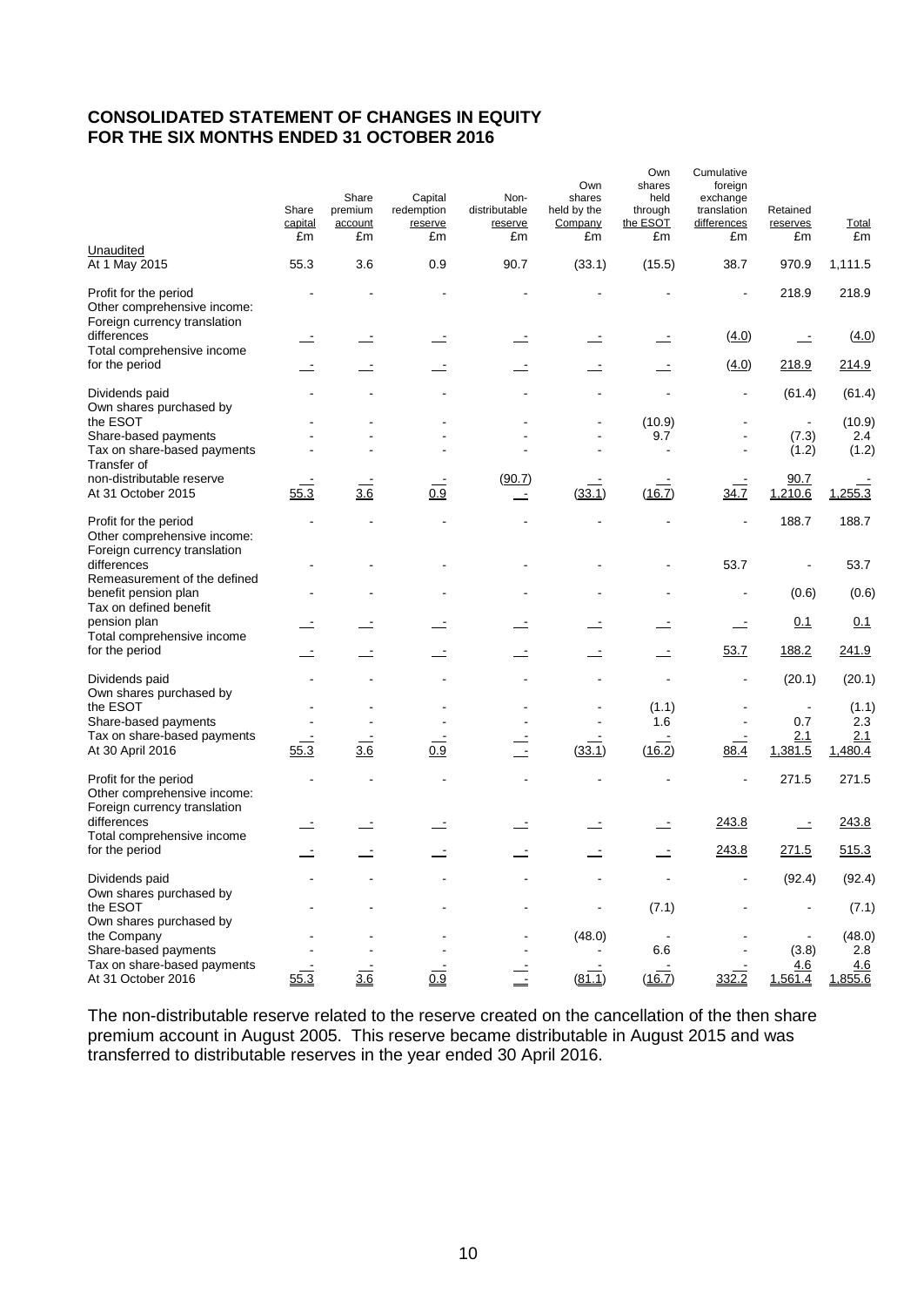## CONSOLIDATED STATEMENT OF CHANGES IN EQUITY
## FOR THE SIX MONTHS ENDED 31 OCTOBER 2016

| | Share capital £m | Share premium account £m | Capital redemption reserve £m | Non-distributable reserve £m | Own shares held by the Company £m | Own shares held through the ESOT £m | Cumulative foreign exchange translation differences £m | Retained reserves £m | Total £m |
|---|---|---|---|---|---|---|---|---|---|
| Unaudited | | | | | | | | | |
| At 1 May 2015 | 55.3 | 3.6 | 0.9 | 90.7 | (33.1) | (15.5) | 38.7 | 970.9 | 1,111.5 |
| Profit for the period | - | - | - | - | - | - | - | 218.9 | 218.9 |
| Other comprehensive income: | | | | | | | | | |
| Foreign currency translation differences | - | - | - | - | - | - | (4.0) | - | (4.0) |
| Total comprehensive income for the period | - | - | - | - | - | - | (4.0) | 218.9 | 214.9 |
| Dividends paid | - | - | - | - | - | - | - | (61.4) | (61.4) |
| Own shares purchased by the ESOT | - | - | - | - | - | (10.9) | - | - | (10.9) |
| Share-based payments | - | - | - | - | - | 9.7 | - | (7.3) | 2.4 |
| Tax on share-based payments | - | - | - | - | - | - | - | (1.2) | (1.2) |
| Transfer of non-distributable reserve | - | - | - | (90.7) | - | - | - | 90.7 | - |
| At 31 October 2015 | 55.3 | 3.6 | 0.9 | - | (33.1) | (16.7) | 34.7 | 1,210.6 | 1,255.3 |
| Profit for the period | - | - | - | - | - | - | - | 188.7 | 188.7 |
| Other comprehensive income: | | | | | | | | | |
| Foreign currency translation differences | - | - | - | - | - | - | 53.7 | - | 53.7 |
| Remeasurement of the defined benefit pension plan | - | - | - | - | - | - | - | (0.6) | (0.6) |
| Tax on defined benefit pension plan | - | - | - | - | - | - | - | 0.1 | 0.1 |
| Total comprehensive income for the period | - | - | - | - | - | - | 53.7 | 188.2 | 241.9 |
| Dividends paid | - | - | - | - | - | - | - | (20.1) | (20.1) |
| Own shares purchased by the ESOT | - | - | - | - | - | (1.1) | - | - | (1.1) |
| Share-based payments | - | - | - | - | - | 1.6 | - | 0.7 | 2.3 |
| Tax on share-based payments | - | - | - | - | - | - | - | 2.1 | 2.1 |
| At 30 April 2016 | 55.3 | 3.6 | 0.9 | - | (33.1) | (16.2) | 88.4 | 1,381.5 | 1,480.4 |
| Profit for the period | - | - | - | - | - | - | - | 271.5 | 271.5 |
| Other comprehensive income: | | | | | | | | | |
| Foreign currency translation differences | - | - | - | - | - | - | 243.8 | - | 243.8 |
| Total comprehensive income for the period | - | - | - | - | - | - | 243.8 | 271.5 | 515.3 |
| Dividends paid | - | - | - | - | - | - | - | (92.4) | (92.4) |
| Own shares purchased by the ESOT | - | - | - | - | - | (7.1) | - | - | (7.1) |
| Own shares purchased by the Company | - | - | - | - | (48.0) | - | - | - | (48.0) |
| Share-based payments | - | - | - | - | - | 6.6 | - | (3.8) | 2.8 |
| Tax on share-based payments | - | - | - | - | - | - | - | 4.6 | 4.6 |
| At 31 October 2016 | 55.3 | 3.6 | 0.9 | - | (81.1) | (16.7) | 332.2 | 1,561.4 | 1,855.6 |

The non-distributable reserve related to the reserve created on the cancellation of the then share premium account in August 2005. This reserve became distributable in August 2015 and was transferred to distributable reserves in the year ended 30 April 2016.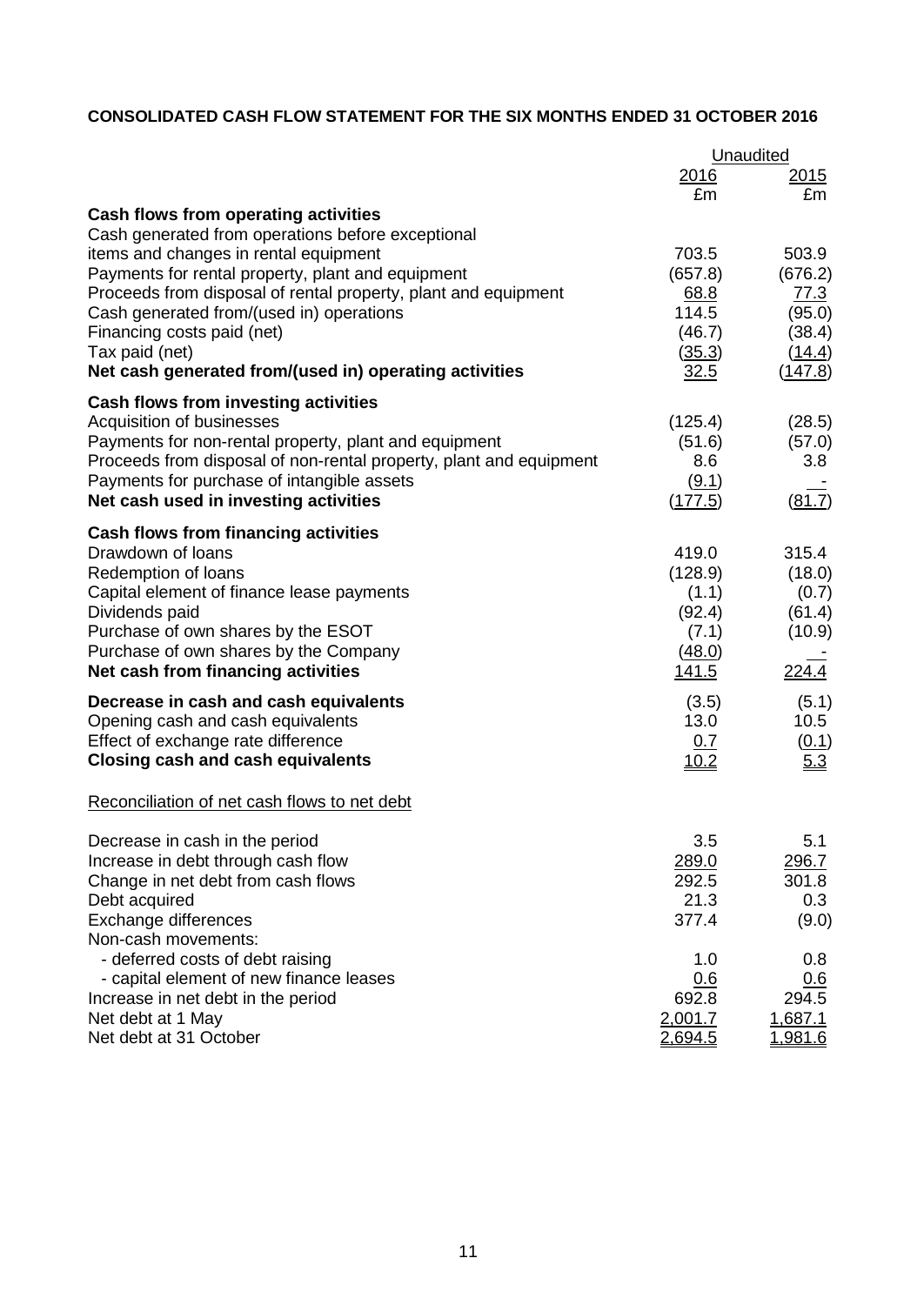## CONSOLIDATED CASH FLOW STATEMENT FOR THE SIX MONTHS ENDED 31 OCTOBER 2016

| | Unaudited | |
|---|---|---|
| | 2016 | 2015 |
| | £m | £m |
| **Cash flows from operating activities** | | |
| Cash generated from operations before exceptional items and changes in rental equipment | 703.5 | 503.9 |
| Payments for rental property, plant and equipment | (657.8) | (676.2) |
| Proceeds from disposal of rental property, plant and equipment | 68.8 | 77.3 |
| Cash generated from/(used in) operations | 114.5 | (95.0) |
| Financing costs paid (net) | (46.7) | (38.4) |
| Tax paid (net) | (35.3) | (14.4) |
| **Net cash generated from/(used in) operating activities** | 32.5 | (147.8) |
| **Cash flows from investing activities** | | |
| Acquisition of businesses | (125.4) | (28.5) |
| Payments for non-rental property, plant and equipment | (51.6) | (57.0) |
| Proceeds from disposal of non-rental property, plant and equipment | 8.6 | 3.8 |
| Payments for purchase of intangible assets | (9.1) | - |
| **Net cash used in investing activities** | (177.5) | (81.7) |
| **Cash flows from financing activities** | | |
| Drawdown of loans | 419.0 | 315.4 |
| Redemption of loans | (128.9) | (18.0) |
| Capital element of finance lease payments | (1.1) | (0.7) |
| Dividends paid | (92.4) | (61.4) |
| Purchase of own shares by the ESOT | (7.1) | (10.9) |
| Purchase of own shares by the Company | (48.0) | - |
| **Net cash from financing activities** | 141.5 | 224.4 |
| **Decrease in cash and cash equivalents** | (3.5) | (5.1) |
| Opening cash and cash equivalents | 13.0 | 10.5 |
| Effect of exchange rate difference | 0.7 | (0.1) |
| **Closing cash and cash equivalents** | 10.2 | 5.3 |

Reconciliation of net cash flows to net debt

| | 2016 | 2015 |
|---|---|---|
| Decrease in cash in the period | 3.5 | 5.1 |
| Increase in debt through cash flow | 289.0 | 296.7 |
| Change in net debt from cash flows | 292.5 | 301.8 |
| Debt acquired | 21.3 | 0.3 |
| Exchange differences | 377.4 | (9.0) |
| Non-cash movements: | | |
| - deferred costs of debt raising | 1.0 | 0.8 |
| - capital element of new finance leases | 0.6 | 0.6 |
| Increase in net debt in the period | 692.8 | 294.5 |
| Net debt at 1 May | 2,001.7 | 1,687.1 |
| Net debt at 31 October | 2,694.5 | 1,981.6 |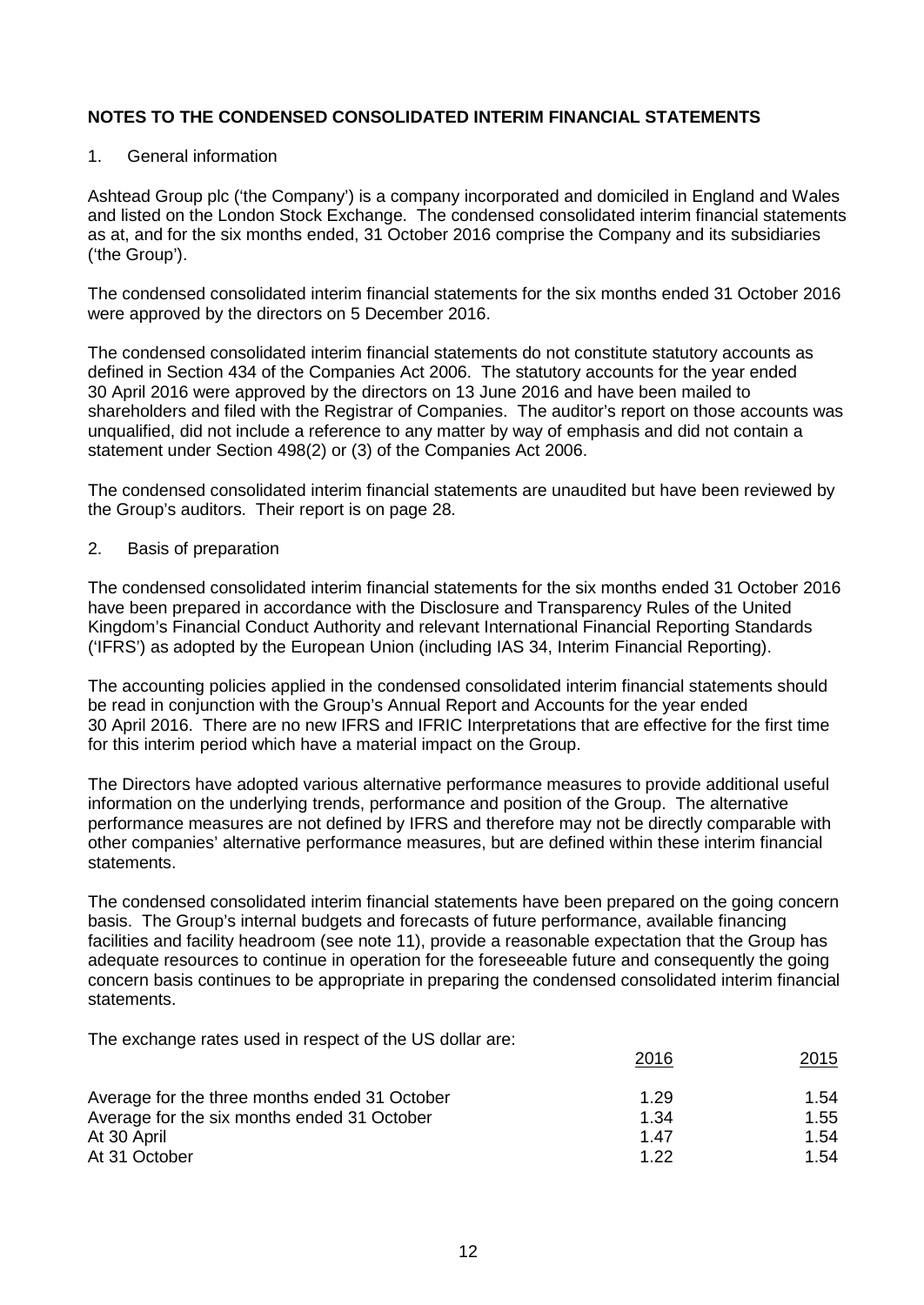**NOTES TO THE CONDENSED CONSOLIDATED INTERIM FINANCIAL STATEMENTS**

1. General information

Ashtead Group plc ('the Company') is a company incorporated and domiciled in England and Wales and listed on the London Stock Exchange. The condensed consolidated interim financial statements as at, and for the six months ended, 31 October 2016 comprise the Company and its subsidiaries ('the Group').

The condensed consolidated interim financial statements for the six months ended 31 October 2016 were approved by the directors on 5 December 2016.

The condensed consolidated interim financial statements do not constitute statutory accounts as defined in Section 434 of the Companies Act 2006. The statutory accounts for the year ended 30 April 2016 were approved by the directors on 13 June 2016 and have been mailed to shareholders and filed with the Registrar of Companies. The auditor's report on those accounts was unqualified, did not include a reference to any matter by way of emphasis and did not contain a statement under Section 498(2) or (3) of the Companies Act 2006.

The condensed consolidated interim financial statements are unaudited but have been reviewed by the Group's auditors. Their report is on page 28.

2. Basis of preparation

The condensed consolidated interim financial statements for the six months ended 31 October 2016 have been prepared in accordance with the Disclosure and Transparency Rules of the United Kingdom's Financial Conduct Authority and relevant International Financial Reporting Standards ('IFRS') as adopted by the European Union (including IAS 34, Interim Financial Reporting).

The accounting policies applied in the condensed consolidated interim financial statements should be read in conjunction with the Group's Annual Report and Accounts for the year ended 30 April 2016. There are no new IFRS and IFRIC Interpretations that are effective for the first time for this interim period which have a material impact on the Group.

The Directors have adopted various alternative performance measures to provide additional useful information on the underlying trends, performance and position of the Group. The alternative performance measures are not defined by IFRS and therefore may not be directly comparable with other companies' alternative performance measures, but are defined within these interim financial statements.

The condensed consolidated interim financial statements have been prepared on the going concern basis. The Group's internal budgets and forecasts of future performance, available financing facilities and facility headroom (see note 11), provide a reasonable expectation that the Group has adequate resources to continue in operation for the foreseeable future and consequently the going concern basis continues to be appropriate in preparing the condensed consolidated interim financial statements.

The exchange rates used in respect of the US dollar are:

| | 2016 | 2015 |
|---|---|---|
| Average for the three months ended 31 October | 1.29 | 1.54 |
| Average for the six months ended 31 October | 1.34 | 1.55 |
| At 30 April | 1.47 | 1.54 |
| At 31 October | 1.22 | 1.54 |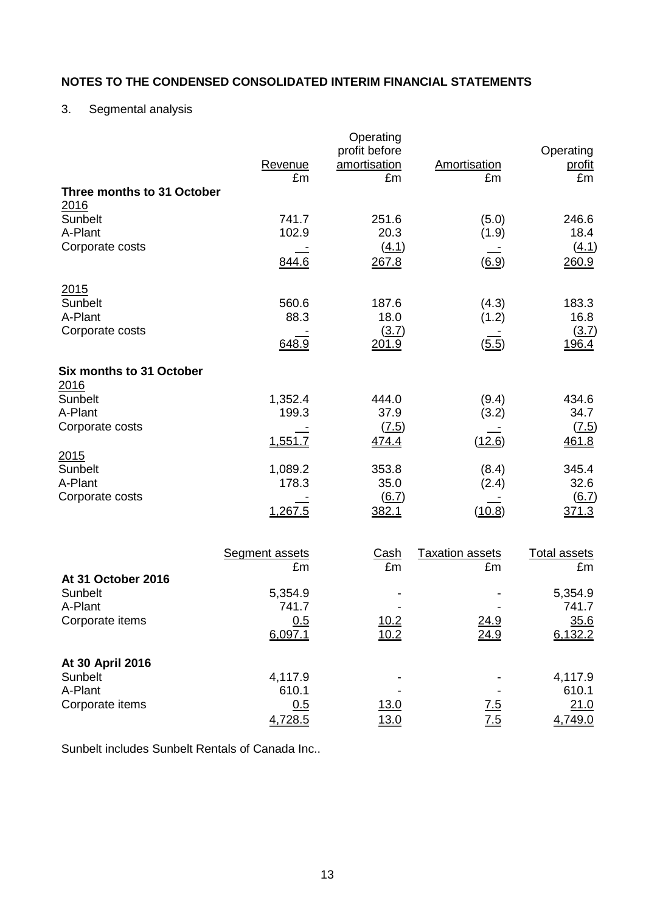## NOTES TO THE CONDENSED CONSOLIDATED INTERIM FINANCIAL STATEMENTS

3. Segmental analysis

| | Revenue £m | Operating profit before amortisation £m | Amortisation £m | Operating profit £m |
|---|---|---|---|---|
| **Three months to 31 October** | | | | |
| 2016 | | | | |
| Sunbelt | 741.7 | 251.6 | (5.0) | 246.6 |
| A-Plant | 102.9 | 20.3 | (1.9) | 18.4 |
| Corporate costs | - | (4.1) | - | (4.1) |
| | 844.6 | 267.8 | (6.9) | 260.9 |
| 2015 | | | | |
| Sunbelt | 560.6 | 187.6 | (4.3) | 183.3 |
| A-Plant | 88.3 | 18.0 | (1.2) | 16.8 |
| Corporate costs | - | (3.7) | - | (3.7) |
| | 648.9 | 201.9 | (5.5) | 196.4 |
| **Six months to 31 October** | | | | |
| 2016 | | | | |
| Sunbelt | 1,352.4 | 444.0 | (9.4) | 434.6 |
| A-Plant | 199.3 | 37.9 | (3.2) | 34.7 |
| Corporate costs | - | (7.5) | - | (7.5) |
| | 1,551.7 | 474.4 | (12.6) | 461.8 |
| 2015 | | | | |
| Sunbelt | 1,089.2 | 353.8 | (8.4) | 345.4 |
| A-Plant | 178.3 | 35.0 | (2.4) | 32.6 |
| Corporate costs | - | (6.7) | - | (6.7) |
| | 1,267.5 | 382.1 | (10.8) | 371.3 |

| | Segment assets £m | Cash £m | Taxation assets £m | Total assets £m |
|---|---|---|---|---|
| **At 31 October 2016** | | | | |
| Sunbelt | 5,354.9 | - | - | 5,354.9 |
| A-Plant | 741.7 | - | - | 741.7 |
| Corporate items | 0.5 | 10.2 | 24.9 | 35.6 |
| | 6,097.1 | 10.2 | 24.9 | 6,132.2 |
| **At 30 April 2016** | | | | |
| Sunbelt | 4,117.9 | - | - | 4,117.9 |
| A-Plant | 610.1 | - | - | 610.1 |
| Corporate items | 0.5 | 13.0 | 7.5 | 21.0 |
| | 4,728.5 | 13.0 | 7.5 | 4,749.0 |

Sunbelt includes Sunbelt Rentals of Canada Inc..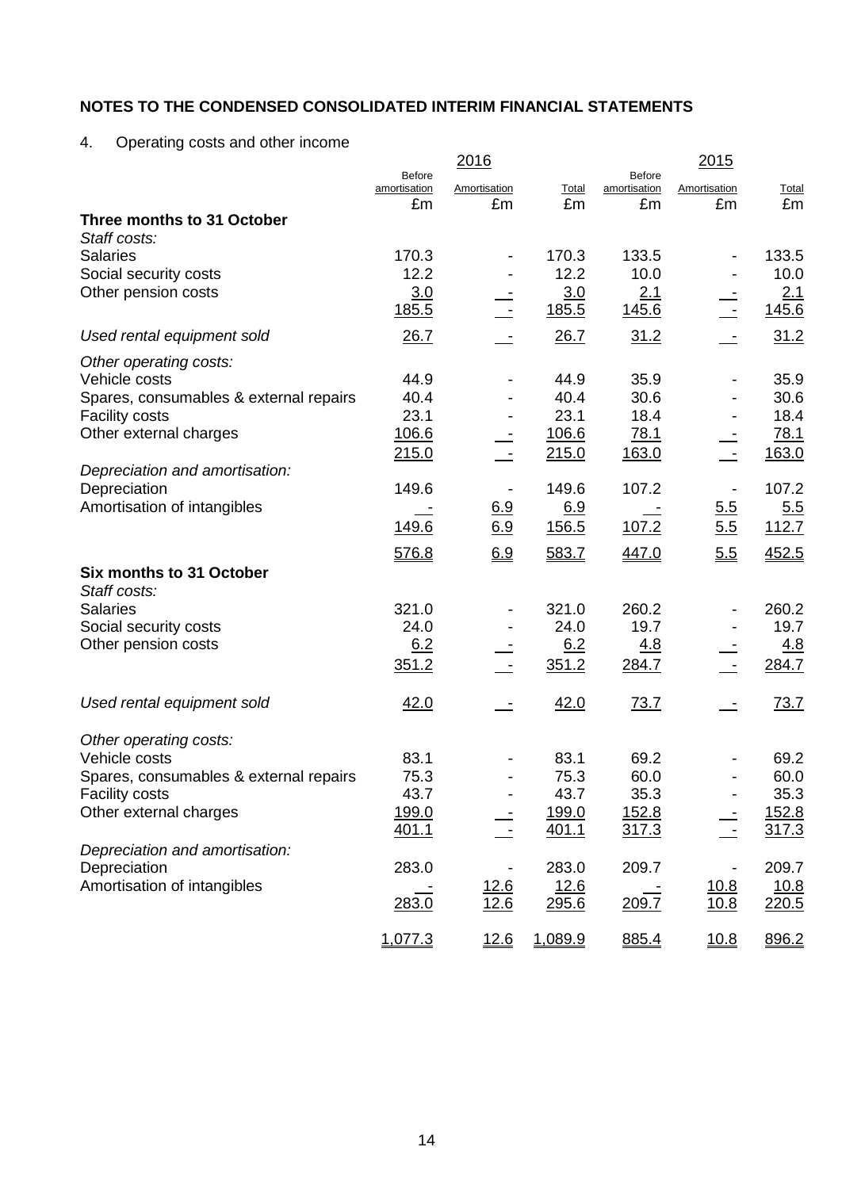## NOTES TO THE CONDENSED CONSOLIDATED INTERIM FINANCIAL STATEMENTS

4. Operating costs and other income

| | 2016 | | | 2015 | | |
|---|---|---|---|---|---|---|
| | Before amortisation | Amortisation | Total | Before amortisation | Amortisation | Total |
| | £m | £m | £m | £m | £m | £m |
| **Three months to 31 October** | | | | | | |
| *Staff costs:* | | | | | | |
| Salaries | 170.3 | - | 170.3 | 133.5 | - | 133.5 |
| Social security costs | 12.2 | - | 12.2 | 10.0 | - | 10.0 |
| Other pension costs | 3.0 | - | 3.0 | 2.1 | - | 2.1 |
| | 185.5 | - | 185.5 | 145.6 | - | 145.6 |
| *Used rental equipment sold* | 26.7 | - | 26.7 | 31.2 | - | 31.2 |
| *Other operating costs:* | | | | | | |
| Vehicle costs | 44.9 | - | 44.9 | 35.9 | - | 35.9 |
| Spares, consumables & external repairs | 40.4 | - | 40.4 | 30.6 | - | 30.6 |
| Facility costs | 23.1 | - | 23.1 | 18.4 | - | 18.4 |
| Other external charges | 106.6 | - | 106.6 | 78.1 | - | 78.1 |
| | 215.0 | - | 215.0 | 163.0 | - | 163.0 |
| *Depreciation and amortisation:* | | | | | | |
| Depreciation | 149.6 | - | 149.6 | 107.2 | - | 107.2 |
| Amortisation of intangibles | - | 6.9 | 6.9 | - | 5.5 | 5.5 |
| | 149.6 | 6.9 | 156.5 | 107.2 | 5.5 | 112.7 |
| | 576.8 | 6.9 | 583.7 | 447.0 | 5.5 | 452.5 |
| **Six months to 31 October** | | | | | | |
| *Staff costs:* | | | | | | |
| Salaries | 321.0 | - | 321.0 | 260.2 | - | 260.2 |
| Social security costs | 24.0 | - | 24.0 | 19.7 | - | 19.7 |
| Other pension costs | 6.2 | - | 6.2 | 4.8 | - | 4.8 |
| | 351.2 | - | 351.2 | 284.7 | - | 284.7 |
| *Used rental equipment sold* | 42.0 | - | 42.0 | 73.7 | - | 73.7 |
| *Other operating costs:* | | | | | | |
| Vehicle costs | 83.1 | - | 83.1 | 69.2 | - | 69.2 |
| Spares, consumables & external repairs | 75.3 | - | 75.3 | 60.0 | - | 60.0 |
| Facility costs | 43.7 | - | 43.7 | 35.3 | - | 35.3 |
| Other external charges | 199.0 | - | 199.0 | 152.8 | - | 152.8 |
| | 401.1 | - | 401.1 | 317.3 | - | 317.3 |
| *Depreciation and amortisation:* | | | | | | |
| Depreciation | 283.0 | - | 283.0 | 209.7 | - | 209.7 |
| Amortisation of intangibles | - | 12.6 | 12.6 | - | 10.8 | 10.8 |
| | 283.0 | 12.6 | 295.6 | 209.7 | 10.8 | 220.5 |
| | 1,077.3 | 12.6 | 1,089.9 | 885.4 | 10.8 | 896.2 |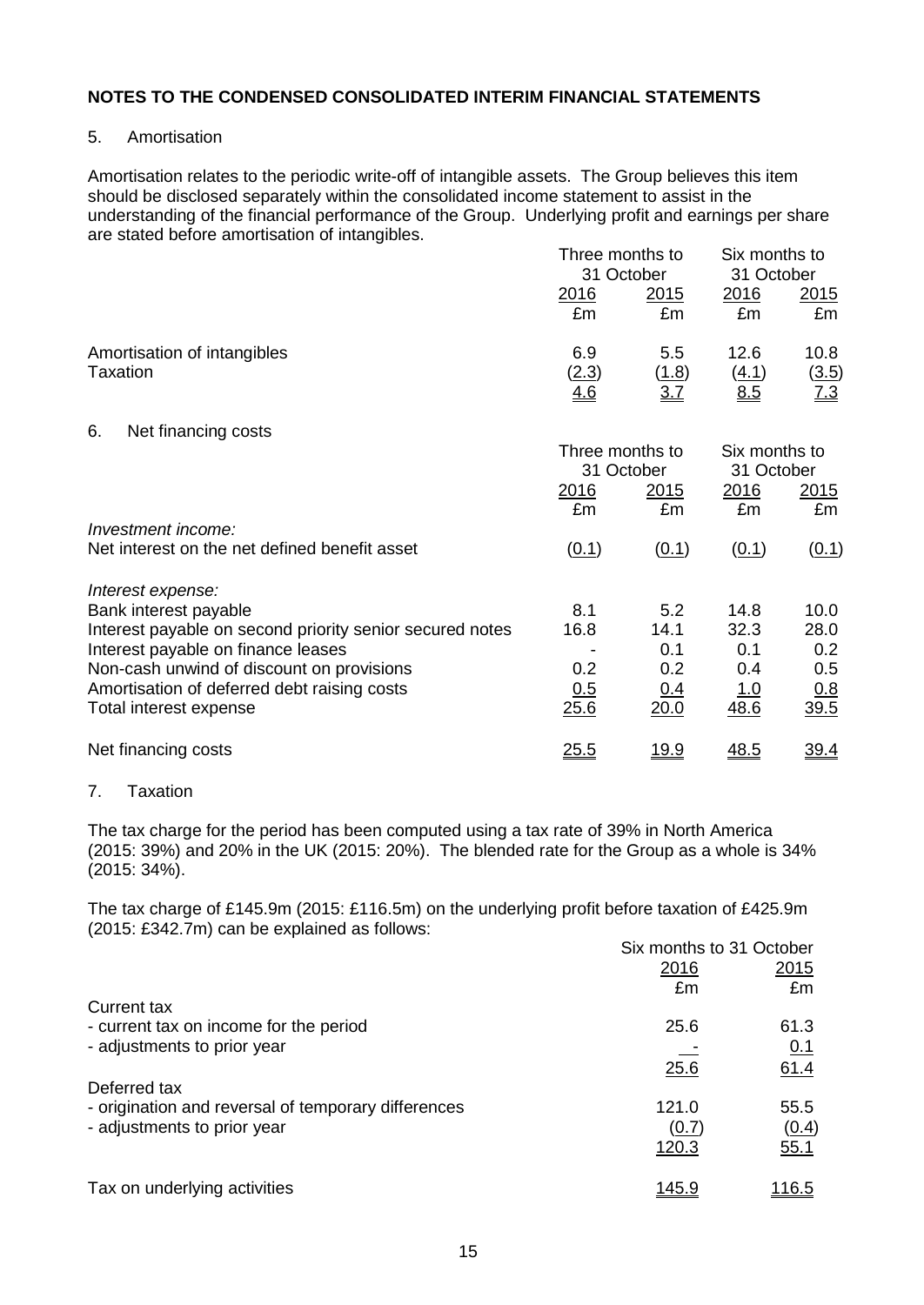## NOTES TO THE CONDENSED CONSOLIDATED INTERIM FINANCIAL STATEMENTS

### 5. Amortisation

Amortisation relates to the periodic write-off of intangible assets. The Group believes this item should be disclosed separately within the consolidated income statement to assist in the understanding of the financial performance of the Group. Underlying profit and earnings per share are stated before amortisation of intangibles.

| | Three months to 31 October | | Six months to 31 October | |
|---|---|---|---|---|
| | 2016 | 2015 | 2016 | 2015 |
| | £m | £m | £m | £m |
| Amortisation of intangibles | 6.9 | 5.5 | 12.6 | 10.8 |
| Taxation | (2.3) | (1.8) | (4.1) | (3.5) |
| | 4.6 | 3.7 | 8.5 | 7.3 |

### 6. Net financing costs

| | Three months to 31 October | | Six months to 31 October | |
|---|---|---|---|---|
| | 2016 | 2015 | 2016 | 2015 |
| | £m | £m | £m | £m |
| *Investment income:* | | | | |
| Net interest on the net defined benefit asset | (0.1) | (0.1) | (0.1) | (0.1) |
| *Interest expense:* | | | | |
| Bank interest payable | 8.1 | 5.2 | 14.8 | 10.0 |
| Interest payable on second priority senior secured notes | 16.8 | 14.1 | 32.3 | 28.0 |
| Interest payable on finance leases | - | 0.1 | 0.1 | 0.2 |
| Non-cash unwind of discount on provisions | 0.2 | 0.2 | 0.4 | 0.5 |
| Amortisation of deferred debt raising costs | 0.5 | 0.4 | 1.0 | 0.8 |
| Total interest expense | 25.6 | 20.0 | 48.6 | 39.5 |
| Net financing costs | 25.5 | 19.9 | 48.5 | 39.4 |

### 7. Taxation

The tax charge for the period has been computed using a tax rate of 39% in North America (2015: 39%) and 20% in the UK (2015: 20%). The blended rate for the Group as a whole is 34% (2015: 34%).

The tax charge of £145.9m (2015: £116.5m) on the underlying profit before taxation of £425.9m (2015: £342.7m) can be explained as follows:

| | Six months to 31 October | |
|---|---|---|
| | 2016 | 2015 |
| | £m | £m |
| Current tax | | |
| - current tax on income for the period | 25.6 | 61.3 |
| - adjustments to prior year | - | 0.1 |
| | 25.6 | 61.4 |
| Deferred tax | | |
| - origination and reversal of temporary differences | 121.0 | 55.5 |
| - adjustments to prior year | (0.7) | (0.4) |
| | 120.3 | 55.1 |
| Tax on underlying activities | 145.9 | 116.5 |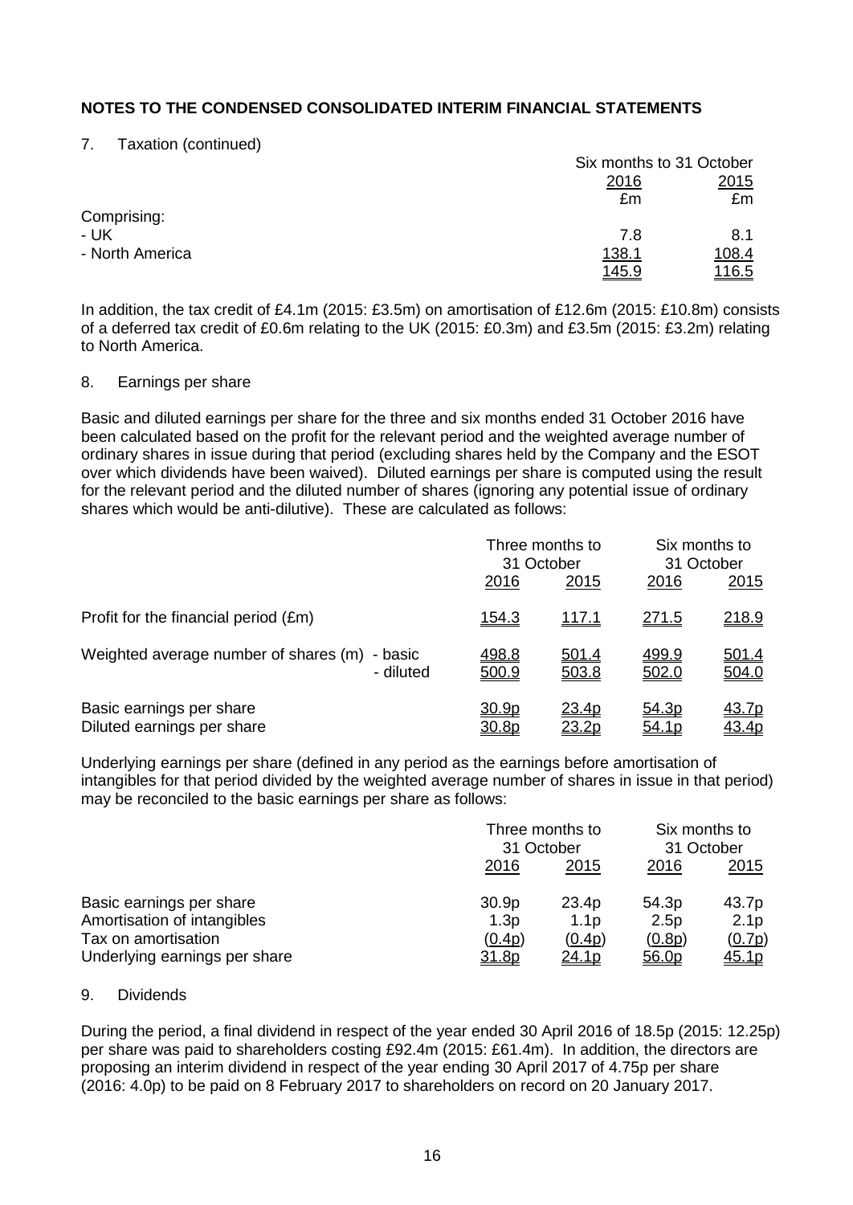## NOTES TO THE CONDENSED CONSOLIDATED INTERIM FINANCIAL STATEMENTS

7. Taxation (continued)

| | Six months to 31 October | |
|---|---|---|
| | 2016 | 2015 |
| | £m | £m |
| Comprising: | | |
| - UK | 7.8 | 8.1 |
| - North America | 138.1 | 108.4 |
| | 145.9 | 116.5 |

In addition, the tax credit of £4.1m (2015: £3.5m) on amortisation of £12.6m (2015: £10.8m) consists of a deferred tax credit of £0.6m relating to the UK (2015: £0.3m) and £3.5m (2015: £3.2m) relating to North America.

8. Earnings per share

Basic and diluted earnings per share for the three and six months ended 31 October 2016 have been calculated based on the profit for the relevant period and the weighted average number of ordinary shares in issue during that period (excluding shares held by the Company and the ESOT over which dividends have been waived). Diluted earnings per share is computed using the result for the relevant period and the diluted number of shares (ignoring any potential issue of ordinary shares which would be anti-dilutive). These are calculated as follows:

| | | Three months to 31 October | | Six months to 31 October | |
|---|---|---|---|---|---|
| | | 2016 | 2015 | 2016 | 2015 |
| Profit for the financial period (£m) | | 154.3 | 117.1 | 271.5 | 218.9 |
| Weighted average number of shares (m) | - basic | 498.8 | 501.4 | 499.9 | 501.4 |
| | - diluted | 500.9 | 503.8 | 502.0 | 504.0 |
| Basic earnings per share | | 30.9p | 23.4p | 54.3p | 43.7p |
| Diluted earnings per share | | 30.8p | 23.2p | 54.1p | 43.4p |

Underlying earnings per share (defined in any period as the earnings before amortisation of intangibles for that period divided by the weighted average number of shares in issue in that period) may be reconciled to the basic earnings per share as follows:

| | Three months to 31 October | | Six months to 31 October | |
|---|---|---|---|---|
| | 2016 | 2015 | 2016 | 2015 |
| Basic earnings per share | 30.9p | 23.4p | 54.3p | 43.7p |
| Amortisation of intangibles | 1.3p | 1.1p | 2.5p | 2.1p |
| Tax on amortisation | (0.4p) | (0.4p) | (0.8p) | (0.7p) |
| Underlying earnings per share | 31.8p | 24.1p | 56.0p | 45.1p |

9. Dividends

During the period, a final dividend in respect of the year ended 30 April 2016 of 18.5p (2015: 12.25p) per share was paid to shareholders costing £92.4m (2015: £61.4m). In addition, the directors are proposing an interim dividend in respect of the year ending 30 April 2017 of 4.75p per share (2016: 4.0p) to be paid on 8 February 2017 to shareholders on record on 20 January 2017.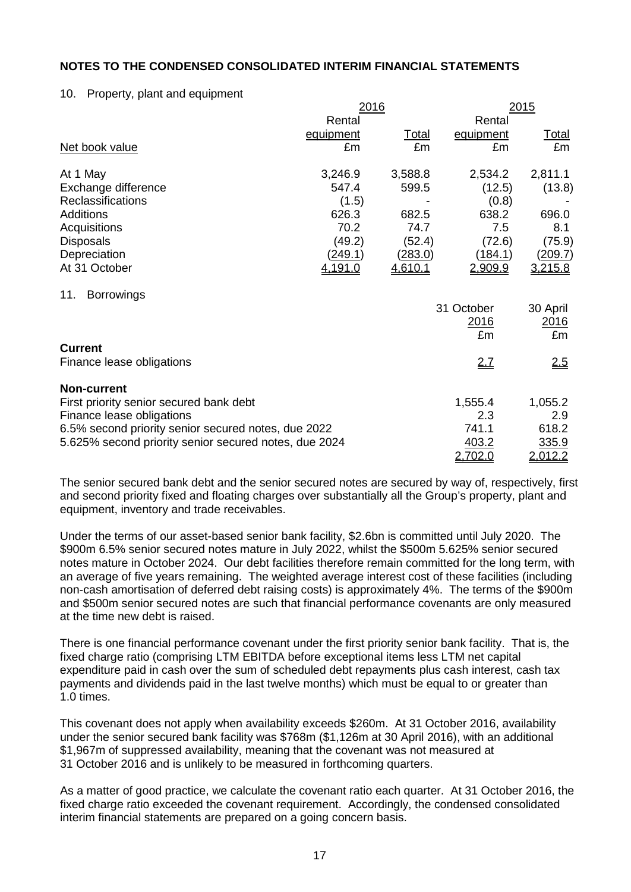**NOTES TO THE CONDENSED CONSOLIDATED INTERIM FINANCIAL STATEMENTS**

10. Property, plant and equipment

| | 2016 | | 2015 | |
|---|---|---|---|---|
| | Rental equipment | Total | Rental equipment | Total |
| Net book value | £m | £m | £m | £m |
| At 1 May | 3,246.9 | 3,588.8 | 2,534.2 | 2,811.1 |
| Exchange difference | 547.4 | 599.5 | (12.5) | (13.8) |
| Reclassifications | (1.5) | - | (0.8) | - |
| Additions | 626.3 | 682.5 | 638.2 | 696.0 |
| Acquisitions | 70.2 | 74.7 | 7.5 | 8.1 |
| Disposals | (49.2) | (52.4) | (72.6) | (75.9) |
| Depreciation | (249.1) | (283.0) | (184.1) | (209.7) |
| At 31 October | 4,191.0 | 4,610.1 | 2,909.9 | 3,215.8 |

11. Borrowings

| | 31 October 2016 | 30 April 2016 |
|---|---|---|
| | £m | £m |
| **Current** | | |
| Finance lease obligations | 2.7 | 2.5 |
| **Non-current** | | |
| First priority senior secured bank debt | 1,555.4 | 1,055.2 |
| Finance lease obligations | 2.3 | 2.9 |
| 6.5% second priority senior secured notes, due 2022 | 741.1 | 618.2 |
| 5.625% second priority senior secured notes, due 2024 | 403.2 | 335.9 |
| | 2,702.0 | 2,012.2 |

The senior secured bank debt and the senior secured notes are secured by way of, respectively, first and second priority fixed and floating charges over substantially all the Group's property, plant and equipment, inventory and trade receivables.

Under the terms of our asset-based senior bank facility, $2.6bn is committed until July 2020. The $900m 6.5% senior secured notes mature in July 2022, whilst the $500m 5.625% senior secured notes mature in October 2024. Our debt facilities therefore remain committed for the long term, with an average of five years remaining. The weighted average interest cost of these facilities (including non-cash amortisation of deferred debt raising costs) is approximately 4%. The terms of the $900m and $500m senior secured notes are such that financial performance covenants are only measured at the time new debt is raised.

There is one financial performance covenant under the first priority senior bank facility. That is, the fixed charge ratio (comprising LTM EBITDA before exceptional items less LTM net capital expenditure paid in cash over the sum of scheduled debt repayments plus cash interest, cash tax payments and dividends paid in the last twelve months) which must be equal to or greater than 1.0 times.

This covenant does not apply when availability exceeds $260m. At 31 October 2016, availability under the senior secured bank facility was $768m ($1,126m at 30 April 2016), with an additional $1,967m of suppressed availability, meaning that the covenant was not measured at 31 October 2016 and is unlikely to be measured in forthcoming quarters.

As a matter of good practice, we calculate the covenant ratio each quarter. At 31 October 2016, the fixed charge ratio exceeded the covenant requirement. Accordingly, the condensed consolidated interim financial statements are prepared on a going concern basis.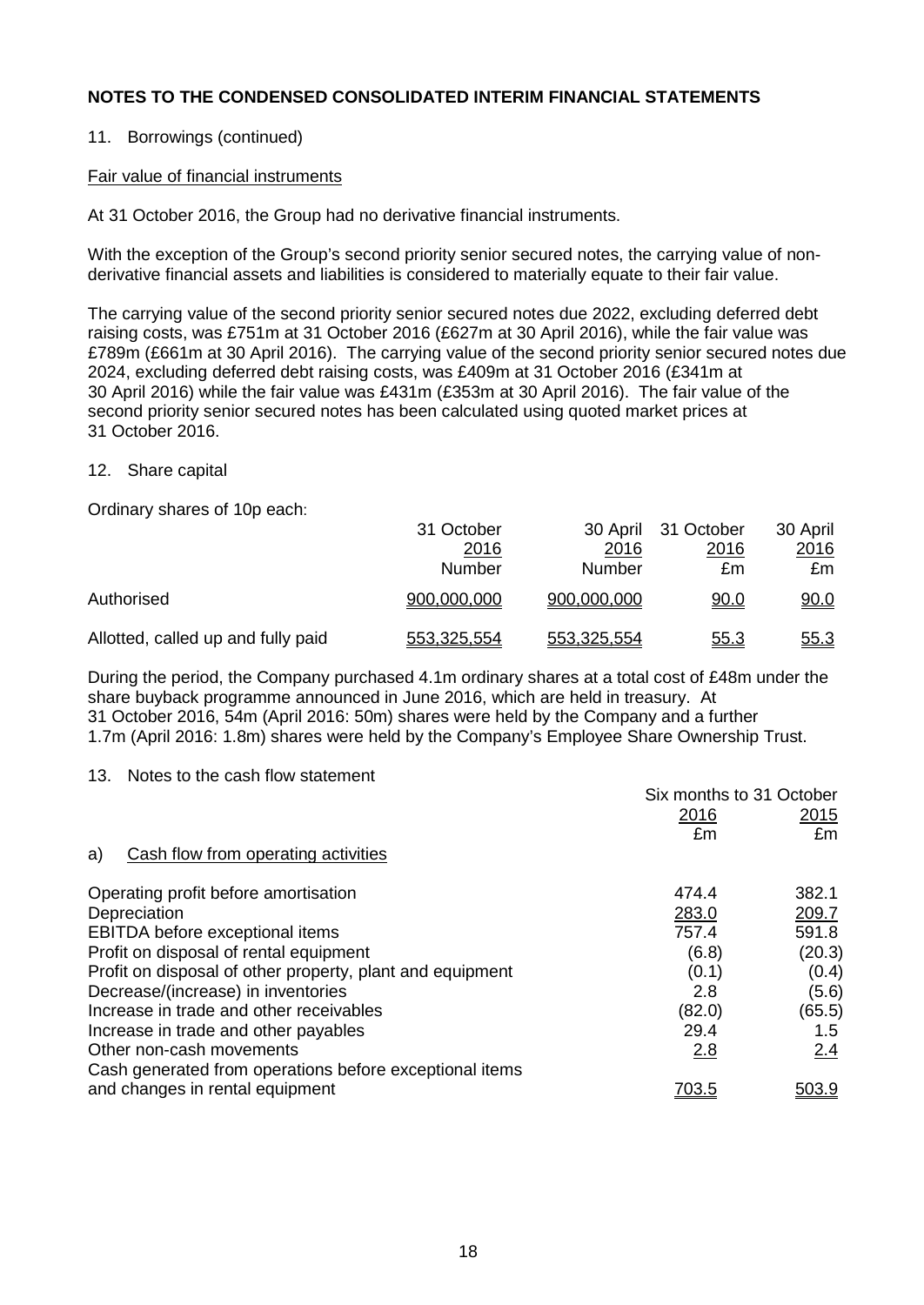## NOTES TO THE CONDENSED CONSOLIDATED INTERIM FINANCIAL STATEMENTS

11. Borrowings (continued)

Fair value of financial instruments

At 31 October 2016, the Group had no derivative financial instruments.

With the exception of the Group's second priority senior secured notes, the carrying value of non-derivative financial assets and liabilities is considered to materially equate to their fair value.

The carrying value of the second priority senior secured notes due 2022, excluding deferred debt raising costs, was £751m at 31 October 2016 (£627m at 30 April 2016), while the fair value was £789m (£661m at 30 April 2016). The carrying value of the second priority senior secured notes due 2024, excluding deferred debt raising costs, was £409m at 31 October 2016 (£341m at 30 April 2016) while the fair value was £431m (£353m at 30 April 2016). The fair value of the second priority senior secured notes has been calculated using quoted market prices at 31 October 2016.

12. Share capital

Ordinary shares of 10p each:

| | 31 October 2016 Number | 30 April 2016 Number | 31 October 2016 £m | 30 April 2016 £m |
|---|---|---|---|---|
| Authorised | 900,000,000 | 900,000,000 | 90.0 | 90.0 |
| Allotted, called up and fully paid | 553,325,554 | 553,325,554 | 55.3 | 55.3 |

During the period, the Company purchased 4.1m ordinary shares at a total cost of £48m under the share buyback programme announced in June 2016, which are held in treasury. At 31 October 2016, 54m (April 2016: 50m) shares were held by the Company and a further 1.7m (April 2016: 1.8m) shares were held by the Company's Employee Share Ownership Trust.

13. Notes to the cash flow statement

| | Six months to 31 October | |
|---|---|---|
| | 2016 | 2015 |
| | £m | £m |
| a) Cash flow from operating activities | | |
| Operating profit before amortisation | 474.4 | 382.1 |
| Depreciation | 283.0 | 209.7 |
| EBITDA before exceptional items | 757.4 | 591.8 |
| Profit on disposal of rental equipment | (6.8) | (20.3) |
| Profit on disposal of other property, plant and equipment | (0.1) | (0.4) |
| Decrease/(increase) in inventories | 2.8 | (5.6) |
| Increase in trade and other receivables | (82.0) | (65.5) |
| Increase in trade and other payables | 29.4 | 1.5 |
| Other non-cash movements | 2.8 | 2.4 |
| Cash generated from operations before exceptional items and changes in rental equipment | 703.5 | 503.9 |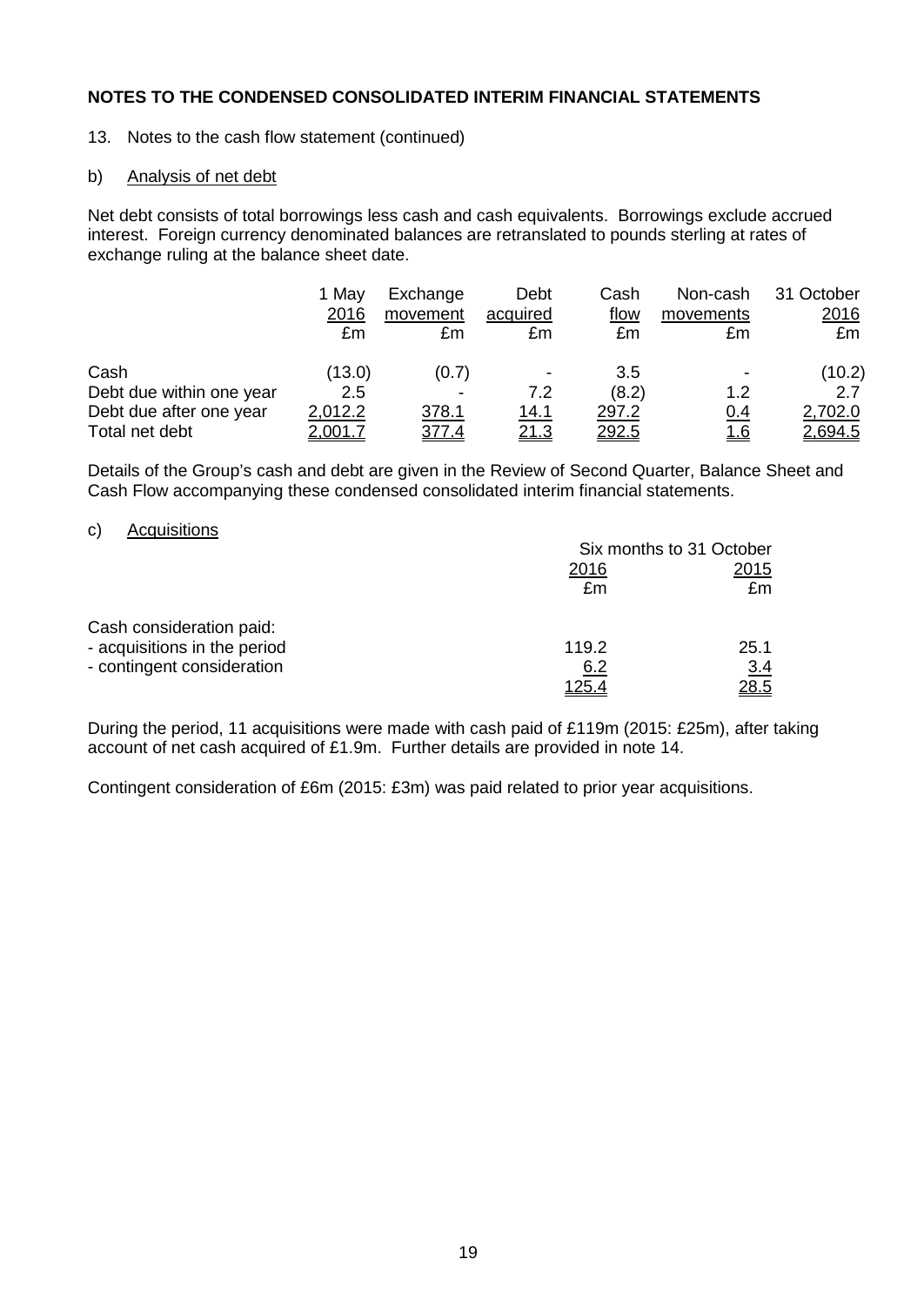**NOTES TO THE CONDENSED CONSOLIDATED INTERIM FINANCIAL STATEMENTS**

13. Notes to the cash flow statement (continued)

b) Analysis of net debt

Net debt consists of total borrowings less cash and cash equivalents. Borrowings exclude accrued interest. Foreign currency denominated balances are retranslated to pounds sterling at rates of exchange ruling at the balance sheet date.

| | 1 May 2016 £m | Exchange movement £m | Debt acquired £m | Cash flow £m | Non-cash movements £m | 31 October 2016 £m |
|---|---|---|---|---|---|---|
| Cash | (13.0) | (0.7) | - | 3.5 | - | (10.2) |
| Debt due within one year | 2.5 | - | 7.2 | (8.2) | 1.2 | 2.7 |
| Debt due after one year | 2,012.2 | 378.1 | 14.1 | 297.2 | 0.4 | 2,702.0 |
| Total net debt | 2,001.7 | 377.4 | 21.3 | 292.5 | 1.6 | 2,694.5 |

Details of the Group's cash and debt are given in the Review of Second Quarter, Balance Sheet and Cash Flow accompanying these condensed consolidated interim financial statements.

c) Acquisitions

| | Six months to 31 October | |
|---|---|---|
| | 2016 £m | 2015 £m |
| Cash consideration paid: | | |
| - acquisitions in the period | 119.2 | 25.1 |
| - contingent consideration | 6.2 | 3.4 |
| | 125.4 | 28.5 |

During the period, 11 acquisitions were made with cash paid of £119m (2015: £25m), after taking account of net cash acquired of £1.9m. Further details are provided in note 14.

Contingent consideration of £6m (2015: £3m) was paid related to prior year acquisitions.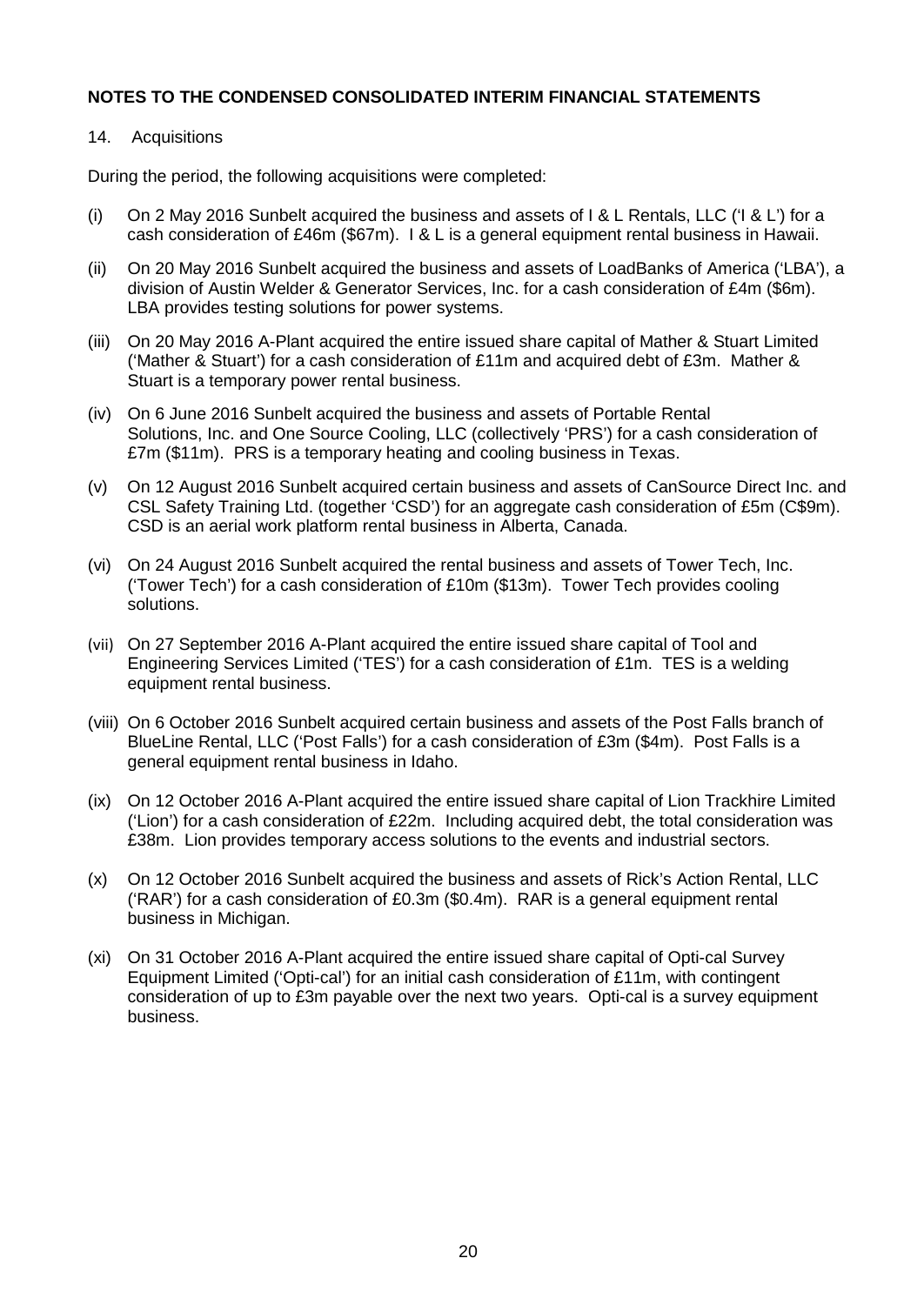**NOTES TO THE CONDENSED CONSOLIDATED INTERIM FINANCIAL STATEMENTS**

14. Acquisitions

During the period, the following acquisitions were completed:

(i) On 2 May 2016 Sunbelt acquired the business and assets of I & L Rentals, LLC ('I & L') for a cash consideration of £46m ($67m). I & L is a general equipment rental business in Hawaii.

(ii) On 20 May 2016 Sunbelt acquired the business and assets of LoadBanks of America ('LBA'), a division of Austin Welder & Generator Services, Inc. for a cash consideration of £4m ($6m). LBA provides testing solutions for power systems.

(iii) On 20 May 2016 A-Plant acquired the entire issued share capital of Mather & Stuart Limited ('Mather & Stuart') for a cash consideration of £11m and acquired debt of £3m. Mather & Stuart is a temporary power rental business.

(iv) On 6 June 2016 Sunbelt acquired the business and assets of Portable Rental Solutions, Inc. and One Source Cooling, LLC (collectively 'PRS') for a cash consideration of £7m ($11m). PRS is a temporary heating and cooling business in Texas.

(v) On 12 August 2016 Sunbelt acquired certain business and assets of CanSource Direct Inc. and CSL Safety Training Ltd. (together 'CSD') for an aggregate cash consideration of £5m (C$9m). CSD is an aerial work platform rental business in Alberta, Canada.

(vi) On 24 August 2016 Sunbelt acquired the rental business and assets of Tower Tech, Inc. ('Tower Tech') for a cash consideration of £10m ($13m). Tower Tech provides cooling solutions.

(vii) On 27 September 2016 A-Plant acquired the entire issued share capital of Tool and Engineering Services Limited ('TES') for a cash consideration of £1m. TES is a welding equipment rental business.

(viii) On 6 October 2016 Sunbelt acquired certain business and assets of the Post Falls branch of BlueLine Rental, LLC ('Post Falls') for a cash consideration of £3m ($4m). Post Falls is a general equipment rental business in Idaho.

(ix) On 12 October 2016 A-Plant acquired the entire issued share capital of Lion Trackhire Limited ('Lion') for a cash consideration of £22m. Including acquired debt, the total consideration was £38m. Lion provides temporary access solutions to the events and industrial sectors.

(x) On 12 October 2016 Sunbelt acquired the business and assets of Rick's Action Rental, LLC ('RAR') for a cash consideration of £0.3m ($0.4m). RAR is a general equipment rental business in Michigan.

(xi) On 31 October 2016 A-Plant acquired the entire issued share capital of Opti-cal Survey Equipment Limited ('Opti-cal') for an initial cash consideration of £11m, with contingent consideration of up to £3m payable over the next two years. Opti-cal is a survey equipment business.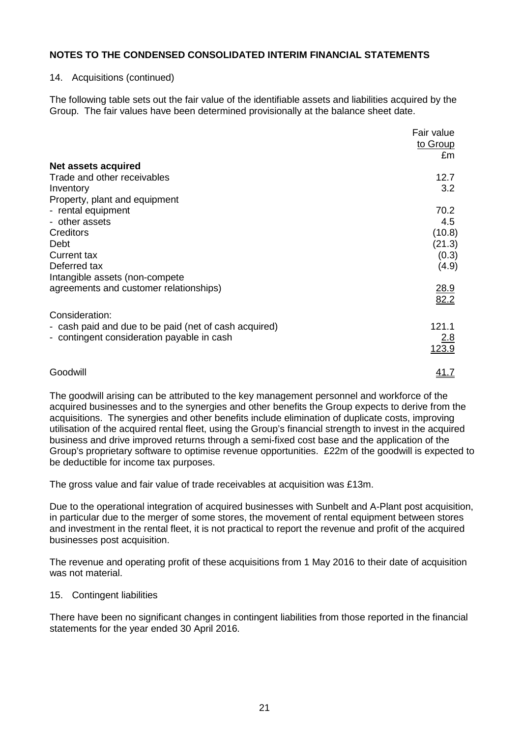**NOTES TO THE CONDENSED CONSOLIDATED INTERIM FINANCIAL STATEMENTS**

14. Acquisitions (continued)

The following table sets out the fair value of the identifiable assets and liabilities acquired by the Group. The fair values have been determined provisionally at the balance sheet date.

| | Fair value to Group £m |
|---|---|
| **Net assets acquired** | |
| Trade and other receivables | 12.7 |
| Inventory | 3.2 |
| Property, plant and equipment | |
| - rental equipment | 70.2 |
| - other assets | 4.5 |
| Creditors | (10.8) |
| Debt | (21.3) |
| Current tax | (0.3) |
| Deferred tax | (4.9) |
| Intangible assets (non-compete agreements and customer relationships) | 28.9 |
| | 82.2 |
| Consideration: | |
| - cash paid and due to be paid (net of cash acquired) | 121.1 |
| - contingent consideration payable in cash | 2.8 |
| | 123.9 |
| Goodwill | 41.7 |

The goodwill arising can be attributed to the key management personnel and workforce of the acquired businesses and to the synergies and other benefits the Group expects to derive from the acquisitions. The synergies and other benefits include elimination of duplicate costs, improving utilisation of the acquired rental fleet, using the Group's financial strength to invest in the acquired business and drive improved returns through a semi-fixed cost base and the application of the Group's proprietary software to optimise revenue opportunities. £22m of the goodwill is expected to be deductible for income tax purposes.

The gross value and fair value of trade receivables at acquisition was £13m.

Due to the operational integration of acquired businesses with Sunbelt and A-Plant post acquisition, in particular due to the merger of some stores, the movement of rental equipment between stores and investment in the rental fleet, it is not practical to report the revenue and profit of the acquired businesses post acquisition.

The revenue and operating profit of these acquisitions from 1 May 2016 to their date of acquisition was not material.

15. Contingent liabilities

There have been no significant changes in contingent liabilities from those reported in the financial statements for the year ended 30 April 2016.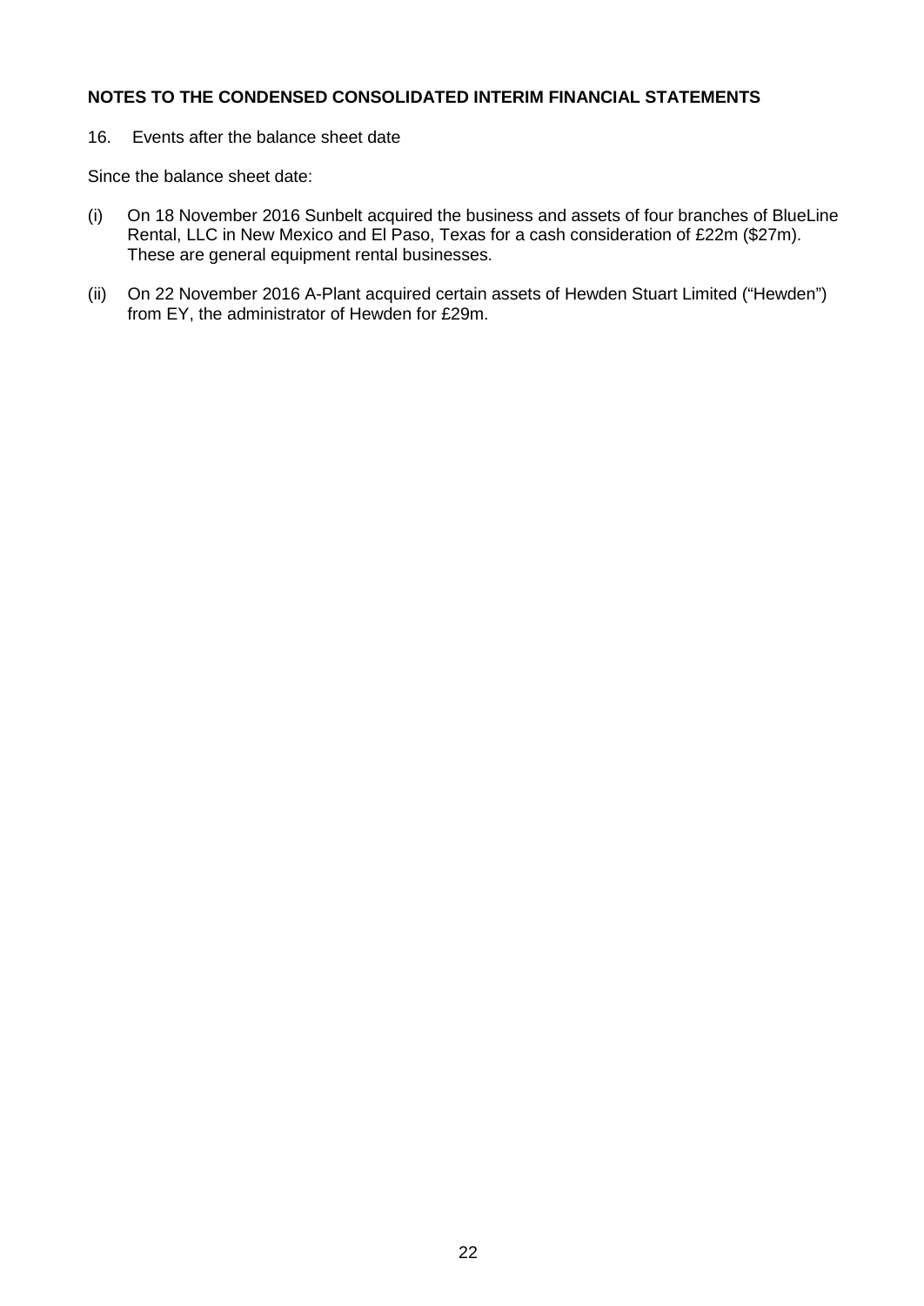**NOTES TO THE CONDENSED CONSOLIDATED INTERIM FINANCIAL STATEMENTS**

16. Events after the balance sheet date

Since the balance sheet date:

(i) On 18 November 2016 Sunbelt acquired the business and assets of four branches of BlueLine Rental, LLC in New Mexico and El Paso, Texas for a cash consideration of £22m ($27m). These are general equipment rental businesses.

(ii) On 22 November 2016 A-Plant acquired certain assets of Hewden Stuart Limited ("Hewden") from EY, the administrator of Hewden for £29m.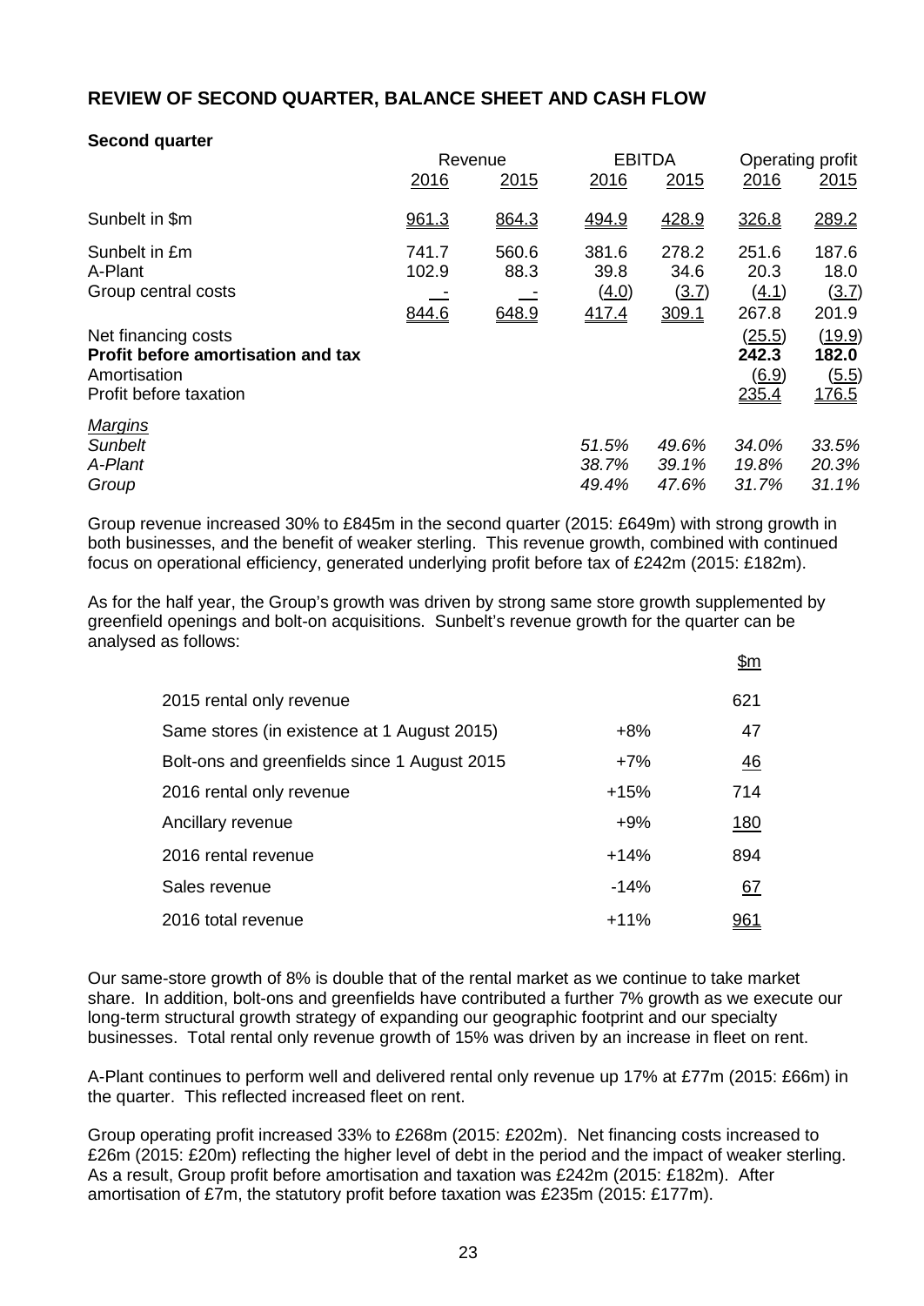## REVIEW OF SECOND QUARTER, BALANCE SHEET AND CASH FLOW

**Second quarter**

| | Revenue | | EBITDA | | Operating profit | |
|---|---|---|---|---|---|---|
| | 2016 | 2015 | 2016 | 2015 | 2016 | 2015 |
| Sunbelt in $m | 961.3 | 864.3 | 494.9 | 428.9 | 326.8 | 289.2 |
| Sunbelt in £m | 741.7 | 560.6 | 381.6 | 278.2 | 251.6 | 187.6 |
| A-Plant | 102.9 | 88.3 | 39.8 | 34.6 | 20.3 | 18.0 |
| Group central costs | - | - | (4.0) | (3.7) | (4.1) | (3.7) |
| | 844.6 | 648.9 | 417.4 | 309.1 | 267.8 | 201.9 |
| Net financing costs | | | | | (25.5) | (19.9) |
| **Profit before amortisation and tax** | | | | | **242.3** | **182.0** |
| Amortisation | | | | | (6.9) | (5.5) |
| Profit before taxation | | | | | 235.4 | 176.5 |
| *Margins* | | | | | | |
| *Sunbelt* | | | *51.5%* | *49.6%* | *34.0%* | *33.5%* |
| *A-Plant* | | | *38.7%* | *39.1%* | *19.8%* | *20.3%* |
| *Group* | | | *49.4%* | *47.6%* | *31.7%* | *31.1%* |

Group revenue increased 30% to £845m in the second quarter (2015: £649m) with strong growth in both businesses, and the benefit of weaker sterling. This revenue growth, combined with continued focus on operational efficiency, generated underlying profit before tax of £242m (2015: £182m).

As for the half year, the Group's growth was driven by strong same store growth supplemented by greenfield openings and bolt-on acquisitions. Sunbelt's revenue growth for the quarter can be analysed as follows:

| | | $m |
|---|---|---|
| 2015 rental only revenue | | 621 |
| Same stores (in existence at 1 August 2015) | +8% | 47 |
| Bolt-ons and greenfields since 1 August 2015 | +7% | 46 |
| 2016 rental only revenue | +15% | 714 |
| Ancillary revenue | +9% | 180 |
| 2016 rental revenue | +14% | 894 |
| Sales revenue | -14% | 67 |
| 2016 total revenue | +11% | 961 |

Our same-store growth of 8% is double that of the rental market as we continue to take market share. In addition, bolt-ons and greenfields have contributed a further 7% growth as we execute our long-term structural growth strategy of expanding our geographic footprint and our specialty businesses. Total rental only revenue growth of 15% was driven by an increase in fleet on rent.

A-Plant continues to perform well and delivered rental only revenue up 17% at £77m (2015: £66m) in the quarter. This reflected increased fleet on rent.

Group operating profit increased 33% to £268m (2015: £202m). Net financing costs increased to £26m (2015: £20m) reflecting the higher level of debt in the period and the impact of weaker sterling. As a result, Group profit before amortisation and taxation was £242m (2015: £182m). After amortisation of £7m, the statutory profit before taxation was £235m (2015: £177m).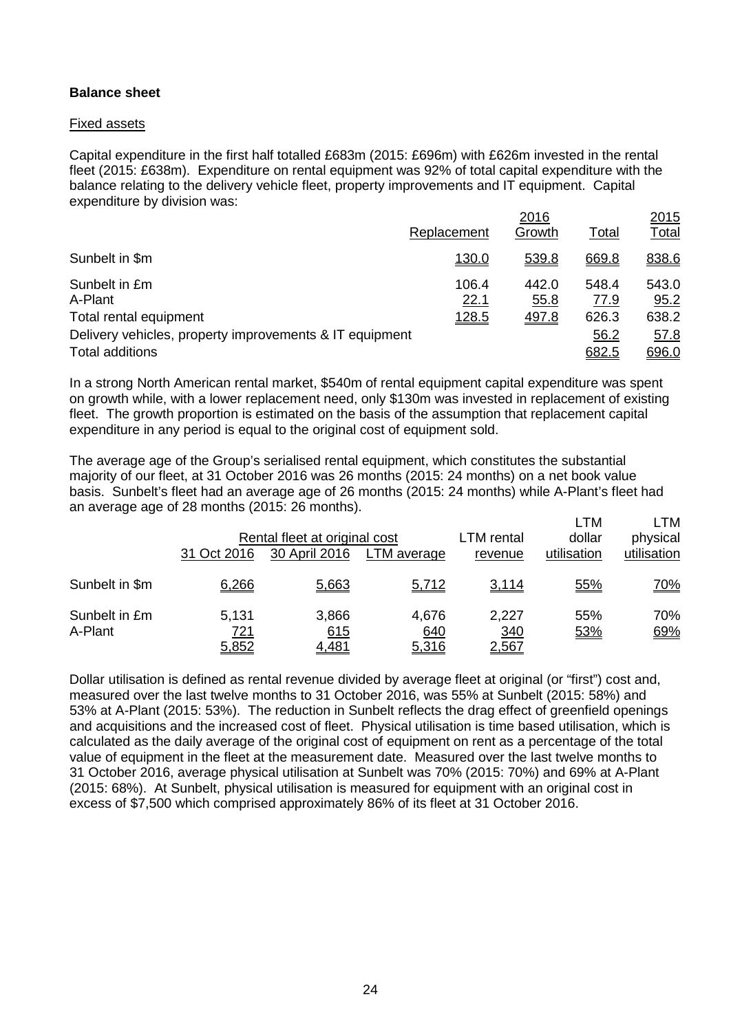**Balance sheet**

Fixed assets

Capital expenditure in the first half totalled £683m (2015: £696m) with £626m invested in the rental fleet (2015: £638m). Expenditure on rental equipment was 92% of total capital expenditure with the balance relating to the delivery vehicle fleet, property improvements and IT equipment. Capital expenditure by division was:

| | 2016 Replacement | 2016 Growth | 2016 Total | 2015 Total |
|---|---|---|---|---|
| Sunbelt in $m | 130.0 | 539.8 | 669.8 | 838.6 |
| Sunbelt in £m | 106.4 | 442.0 | 548.4 | 543.0 |
| A-Plant | 22.1 | 55.8 | 77.9 | 95.2 |
| Total rental equipment | 128.5 | 497.8 | 626.3 | 638.2 |
| Delivery vehicles, property improvements & IT equipment | | | 56.2 | 57.8 |
| Total additions | | | 682.5 | 696.0 |

In a strong North American rental market, $540m of rental equipment capital expenditure was spent on growth while, with a lower replacement need, only $130m was invested in replacement of existing fleet. The growth proportion is estimated on the basis of the assumption that replacement capital expenditure in any period is equal to the original cost of equipment sold.

The average age of the Group's serialised rental equipment, which constitutes the substantial majority of our fleet, at 31 October 2016 was 26 months (2015: 24 months) on a net book value basis. Sunbelt's fleet had an average age of 26 months (2015: 24 months) while A-Plant's fleet had an average age of 28 months (2015: 26 months).

| | Rental fleet at original cost | | | LTM rental | LTM dollar | LTM physical |
|---|---|---|---|---|---|---|
| | 31 Oct 2016 | 30 April 2016 | LTM average | revenue | utilisation | utilisation |
| Sunbelt in $m | 6,266 | 5,663 | 5,712 | 3,114 | 55% | 70% |
| Sunbelt in £m | 5,131 | 3,866 | 4,676 | 2,227 | 55% | 70% |
| A-Plant | 721 | 615 | 640 | 340 | 53% | 69% |
| | 5,852 | 4,481 | 5,316 | 2,567 | | |

Dollar utilisation is defined as rental revenue divided by average fleet at original (or "first") cost and, measured over the last twelve months to 31 October 2016, was 55% at Sunbelt (2015: 58%) and 53% at A-Plant (2015: 53%). The reduction in Sunbelt reflects the drag effect of greenfield openings and acquisitions and the increased cost of fleet. Physical utilisation is time based utilisation, which is calculated as the daily average of the original cost of equipment on rent as a percentage of the total value of equipment in the fleet at the measurement date. Measured over the last twelve months to 31 October 2016, average physical utilisation at Sunbelt was 70% (2015: 70%) and 69% at A-Plant (2015: 68%). At Sunbelt, physical utilisation is measured for equipment with an original cost in excess of $7,500 which comprised approximately 86% of its fleet at 31 October 2016.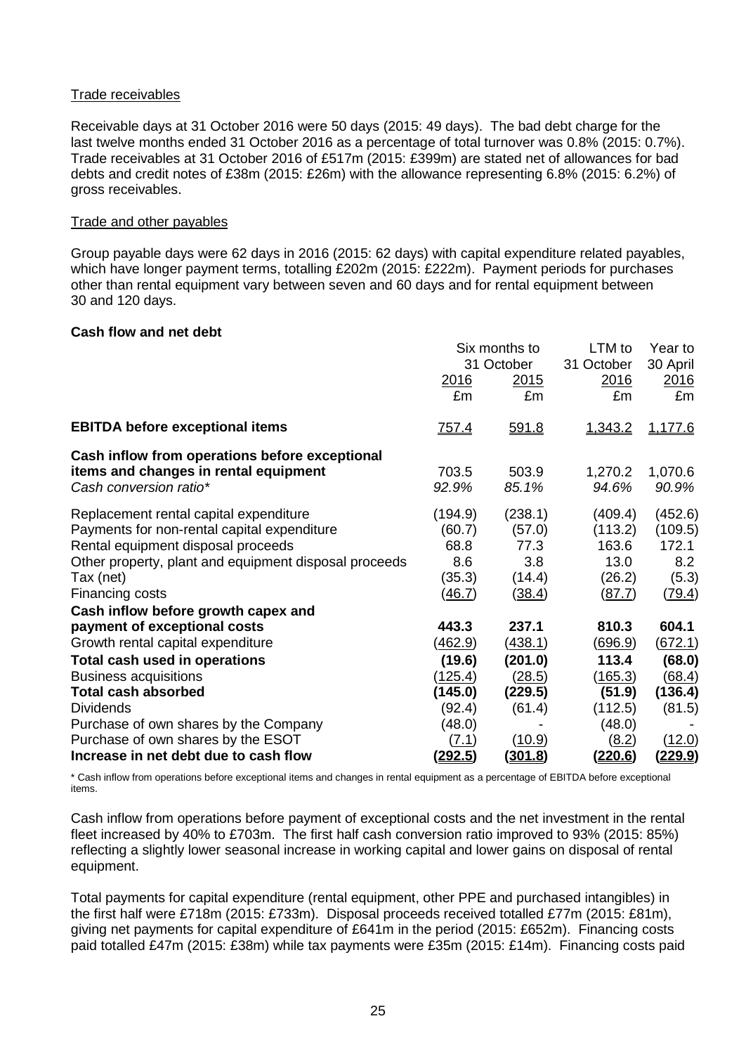Trade receivables

Receivable days at 31 October 2016 were 50 days (2015: 49 days). The bad debt charge for the last twelve months ended 31 October 2016 as a percentage of total turnover was 0.8% (2015: 0.7%). Trade receivables at 31 October 2016 of £517m (2015: £399m) are stated net of allowances for bad debts and credit notes of £38m (2015: £26m) with the allowance representing 6.8% (2015: 6.2%) of gross receivables.

Trade and other payables

Group payable days were 62 days in 2016 (2015: 62 days) with capital expenditure related payables, which have longer payment terms, totalling £202m (2015: £222m). Payment periods for purchases other than rental equipment vary between seven and 60 days and for rental equipment between 30 and 120 days.

**Cash flow and net debt**

| | Six months to 31 October 2016 | Six months to 31 October 2015 | LTM to 31 October 2016 | Year to 30 April 2016 |
|---|---|---|---|---|
| | £m | £m | £m | £m |
| **EBITDA before exceptional items** | 757.4 | 591.8 | 1,343.2 | 1,177.6 |
| **Cash inflow from operations before exceptional items and changes in rental equipment** | 703.5 | 503.9 | 1,270.2 | 1,070.6 |
| *Cash conversion ratio** | *92.9%* | *85.1%* | *94.6%* | *90.9%* |
| Replacement rental capital expenditure | (194.9) | (238.1) | (409.4) | (452.6) |
| Payments for non-rental capital expenditure | (60.7) | (57.0) | (113.2) | (109.5) |
| Rental equipment disposal proceeds | 68.8 | 77.3 | 163.6 | 172.1 |
| Other property, plant and equipment disposal proceeds | 8.6 | 3.8 | 13.0 | 8.2 |
| Tax (net) | (35.3) | (14.4) | (26.2) | (5.3) |
| Financing costs | (46.7) | (38.4) | (87.7) | (79.4) |
| **Cash inflow before growth capex and payment of exceptional costs** | **443.3** | **237.1** | **810.3** | **604.1** |
| Growth rental capital expenditure | (462.9) | (438.1) | (696.9) | (672.1) |
| **Total cash used in operations** | **(19.6)** | **(201.0)** | **113.4** | **(68.0)** |
| Business acquisitions | (125.4) | (28.5) | (165.3) | (68.4) |
| **Total cash absorbed** | **(145.0)** | **(229.5)** | **(51.9)** | **(136.4)** |
| Dividends | (92.4) | (61.4) | (112.5) | (81.5) |
| Purchase of own shares by the Company | (48.0) | - | (48.0) | - |
| Purchase of own shares by the ESOT | (7.1) | (10.9) | (8.2) | (12.0) |
| **Increase in net debt due to cash flow** | **(292.5)** | **(301.8)** | **(220.6)** | **(229.9)** |

\* Cash inflow from operations before exceptional items and changes in rental equipment as a percentage of EBITDA before exceptional items.

Cash inflow from operations before payment of exceptional costs and the net investment in the rental fleet increased by 40% to £703m. The first half cash conversion ratio improved to 93% (2015: 85%) reflecting a slightly lower seasonal increase in working capital and lower gains on disposal of rental equipment.

Total payments for capital expenditure (rental equipment, other PPE and purchased intangibles) in the first half were £718m (2015: £733m). Disposal proceeds received totalled £77m (2015: £81m), giving net payments for capital expenditure of £641m in the period (2015: £652m). Financing costs paid totalled £47m (2015: £38m) while tax payments were £35m (2015: £14m). Financing costs paid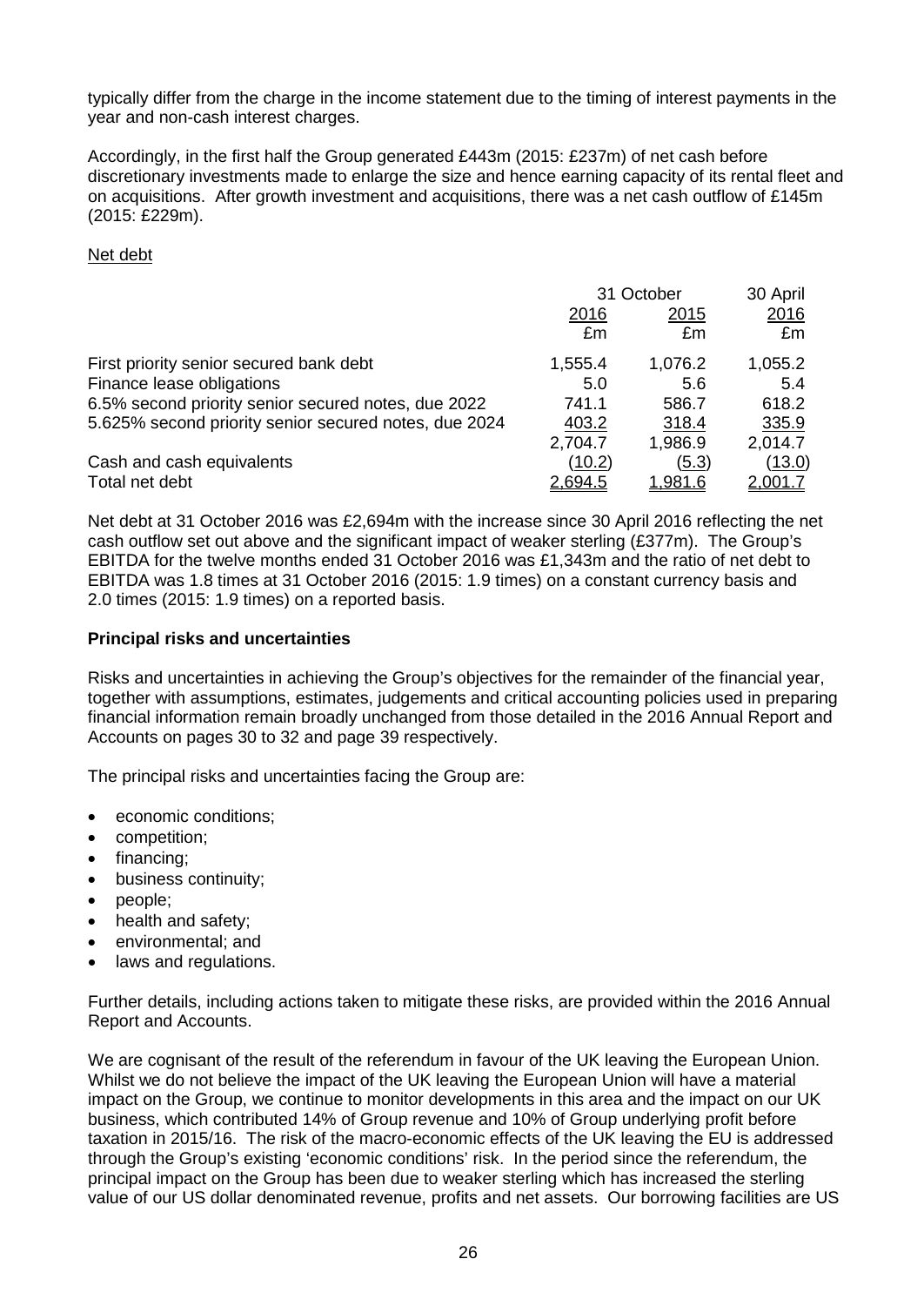typically differ from the charge in the income statement due to the timing of interest payments in the year and non-cash interest charges.

Accordingly, in the first half the Group generated £443m (2015: £237m) of net cash before discretionary investments made to enlarge the size and hence earning capacity of its rental fleet and on acquisitions. After growth investment and acquisitions, there was a net cash outflow of £145m (2015: £229m).

Net debt

| | 31 October | | 30 April |
|---|---|---|---|
| | 2016 | 2015 | 2016 |
| | £m | £m | £m |
| First priority senior secured bank debt | 1,555.4 | 1,076.2 | 1,055.2 |
| Finance lease obligations | 5.0 | 5.6 | 5.4 |
| 6.5% second priority senior secured notes, due 2022 | 741.1 | 586.7 | 618.2 |
| 5.625% second priority senior secured notes, due 2024 | 403.2 | 318.4 | 335.9 |
| | 2,704.7 | 1,986.9 | 2,014.7 |
| Cash and cash equivalents | (10.2) | (5.3) | (13.0) |
| Total net debt | 2,694.5 | 1,981.6 | 2,001.7 |

Net debt at 31 October 2016 was £2,694m with the increase since 30 April 2016 reflecting the net cash outflow set out above and the significant impact of weaker sterling (£377m). The Group's EBITDA for the twelve months ended 31 October 2016 was £1,343m and the ratio of net debt to EBITDA was 1.8 times at 31 October 2016 (2015: 1.9 times) on a constant currency basis and 2.0 times (2015: 1.9 times) on a reported basis.

**Principal risks and uncertainties**

Risks and uncertainties in achieving the Group's objectives for the remainder of the financial year, together with assumptions, estimates, judgements and critical accounting policies used in preparing financial information remain broadly unchanged from those detailed in the 2016 Annual Report and Accounts on pages 30 to 32 and page 39 respectively.

The principal risks and uncertainties facing the Group are:

- economic conditions;
- competition;
- financing;
- business continuity;
- people;
- health and safety;
- environmental; and
- laws and regulations.

Further details, including actions taken to mitigate these risks, are provided within the 2016 Annual Report and Accounts.

We are cognisant of the result of the referendum in favour of the UK leaving the European Union. Whilst we do not believe the impact of the UK leaving the European Union will have a material impact on the Group, we continue to monitor developments in this area and the impact on our UK business, which contributed 14% of Group revenue and 10% of Group underlying profit before taxation in 2015/16. The risk of the macro-economic effects of the UK leaving the EU is addressed through the Group's existing 'economic conditions' risk. In the period since the referendum, the principal impact on the Group has been due to weaker sterling which has increased the sterling value of our US dollar denominated revenue, profits and net assets. Our borrowing facilities are US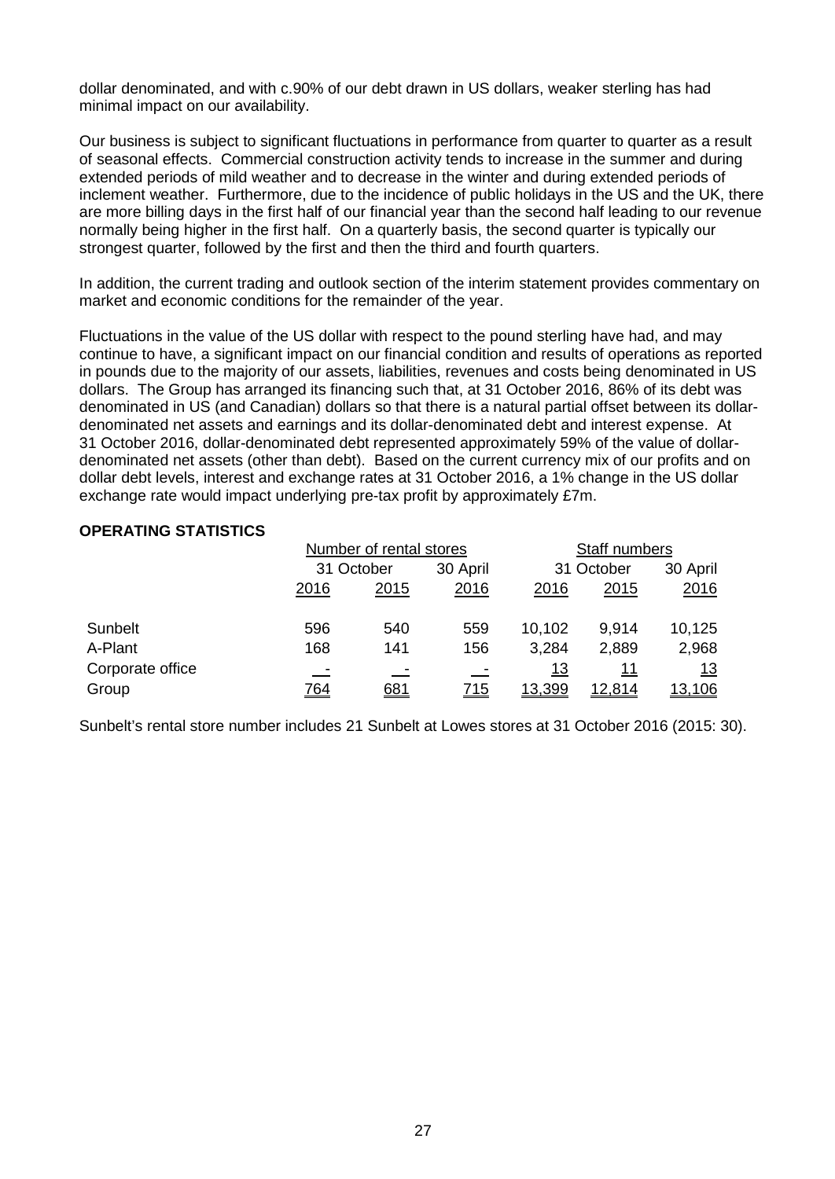dollar denominated, and with c.90% of our debt drawn in US dollars, weaker sterling has had minimal impact on our availability.

Our business is subject to significant fluctuations in performance from quarter to quarter as a result of seasonal effects. Commercial construction activity tends to increase in the summer and during extended periods of mild weather and to decrease in the winter and during extended periods of inclement weather. Furthermore, due to the incidence of public holidays in the US and the UK, there are more billing days in the first half of our financial year than the second half leading to our revenue normally being higher in the first half. On a quarterly basis, the second quarter is typically our strongest quarter, followed by the first and then the third and fourth quarters.

In addition, the current trading and outlook section of the interim statement provides commentary on market and economic conditions for the remainder of the year.

Fluctuations in the value of the US dollar with respect to the pound sterling have had, and may continue to have, a significant impact on our financial condition and results of operations as reported in pounds due to the majority of our assets, liabilities, revenues and costs being denominated in US dollars. The Group has arranged its financing such that, at 31 October 2016, 86% of its debt was denominated in US (and Canadian) dollars so that there is a natural partial offset between its dollar-denominated net assets and earnings and its dollar-denominated debt and interest expense. At 31 October 2016, dollar-denominated debt represented approximately 59% of the value of dollar-denominated net assets (other than debt). Based on the current currency mix of our profits and on dollar debt levels, interest and exchange rates at 31 October 2016, a 1% change in the US dollar exchange rate would impact underlying pre-tax profit by approximately £7m.

**OPERATING STATISTICS**

| | Number of rental stores | | | Staff numbers | | |
|---|---|---|---|---|---|---|
| | 31 October | | 30 April | 31 October | | 30 April |
| | 2016 | 2015 | 2016 | 2016 | 2015 | 2016 |
| Sunbelt | 596 | 540 | 559 | 10,102 | 9,914 | 10,125 |
| A-Plant | 168 | 141 | 156 | 3,284 | 2,889 | 2,968 |
| Corporate office | - | - | - | 13 | 11 | 13 |
| Group | 764 | 681 | 715 | 13,399 | 12,814 | 13,106 |

Sunbelt's rental store number includes 21 Sunbelt at Lowes stores at 31 October 2016 (2015: 30).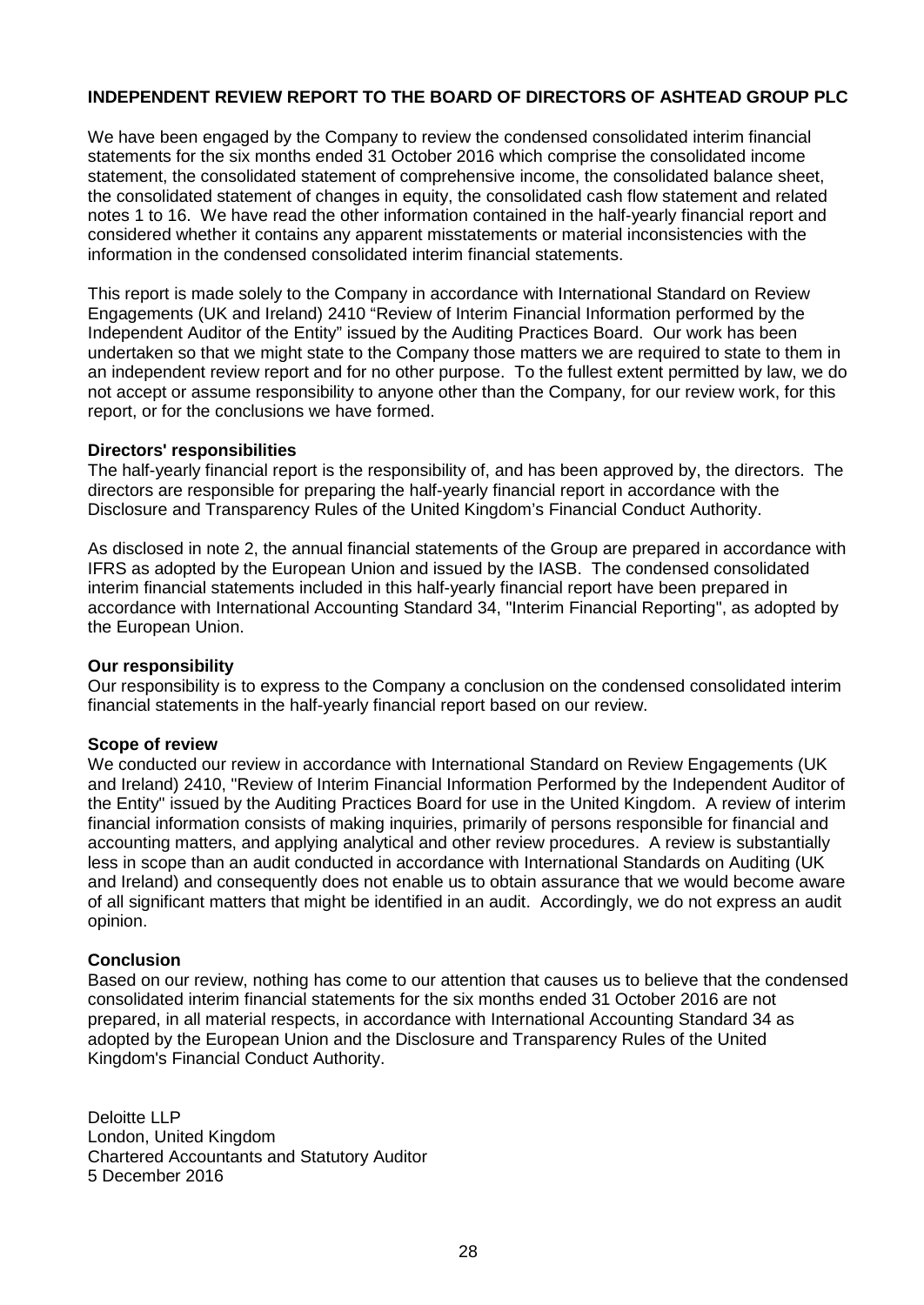**INDEPENDENT REVIEW REPORT TO THE BOARD OF DIRECTORS OF ASHTEAD GROUP PLC**

We have been engaged by the Company to review the condensed consolidated interim financial statements for the six months ended 31 October 2016 which comprise the consolidated income statement, the consolidated statement of comprehensive income, the consolidated balance sheet, the consolidated statement of changes in equity, the consolidated cash flow statement and related notes 1 to 16. We have read the other information contained in the half-yearly financial report and considered whether it contains any apparent misstatements or material inconsistencies with the information in the condensed consolidated interim financial statements.

This report is made solely to the Company in accordance with International Standard on Review Engagements (UK and Ireland) 2410 "Review of Interim Financial Information performed by the Independent Auditor of the Entity" issued by the Auditing Practices Board. Our work has been undertaken so that we might state to the Company those matters we are required to state to them in an independent review report and for no other purpose. To the fullest extent permitted by law, we do not accept or assume responsibility to anyone other than the Company, for our review work, for this report, or for the conclusions we have formed.

**Directors' responsibilities**

The half-yearly financial report is the responsibility of, and has been approved by, the directors. The directors are responsible for preparing the half-yearly financial report in accordance with the Disclosure and Transparency Rules of the United Kingdom's Financial Conduct Authority.

As disclosed in note 2, the annual financial statements of the Group are prepared in accordance with IFRS as adopted by the European Union and issued by the IASB. The condensed consolidated interim financial statements included in this half-yearly financial report have been prepared in accordance with International Accounting Standard 34, "Interim Financial Reporting", as adopted by the European Union.

**Our responsibility**

Our responsibility is to express to the Company a conclusion on the condensed consolidated interim financial statements in the half-yearly financial report based on our review.

**Scope of review**

We conducted our review in accordance with International Standard on Review Engagements (UK and Ireland) 2410, "Review of Interim Financial Information Performed by the Independent Auditor of the Entity" issued by the Auditing Practices Board for use in the United Kingdom. A review of interim financial information consists of making inquiries, primarily of persons responsible for financial and accounting matters, and applying analytical and other review procedures. A review is substantially less in scope than an audit conducted in accordance with International Standards on Auditing (UK and Ireland) and consequently does not enable us to obtain assurance that we would become aware of all significant matters that might be identified in an audit. Accordingly, we do not express an audit opinion.

**Conclusion**

Based on our review, nothing has come to our attention that causes us to believe that the condensed consolidated interim financial statements for the six months ended 31 October 2016 are not prepared, in all material respects, in accordance with International Accounting Standard 34 as adopted by the European Union and the Disclosure and Transparency Rules of the United Kingdom's Financial Conduct Authority.

Deloitte LLP  
London, United Kingdom  
Chartered Accountants and Statutory Auditor  
5 December 2016